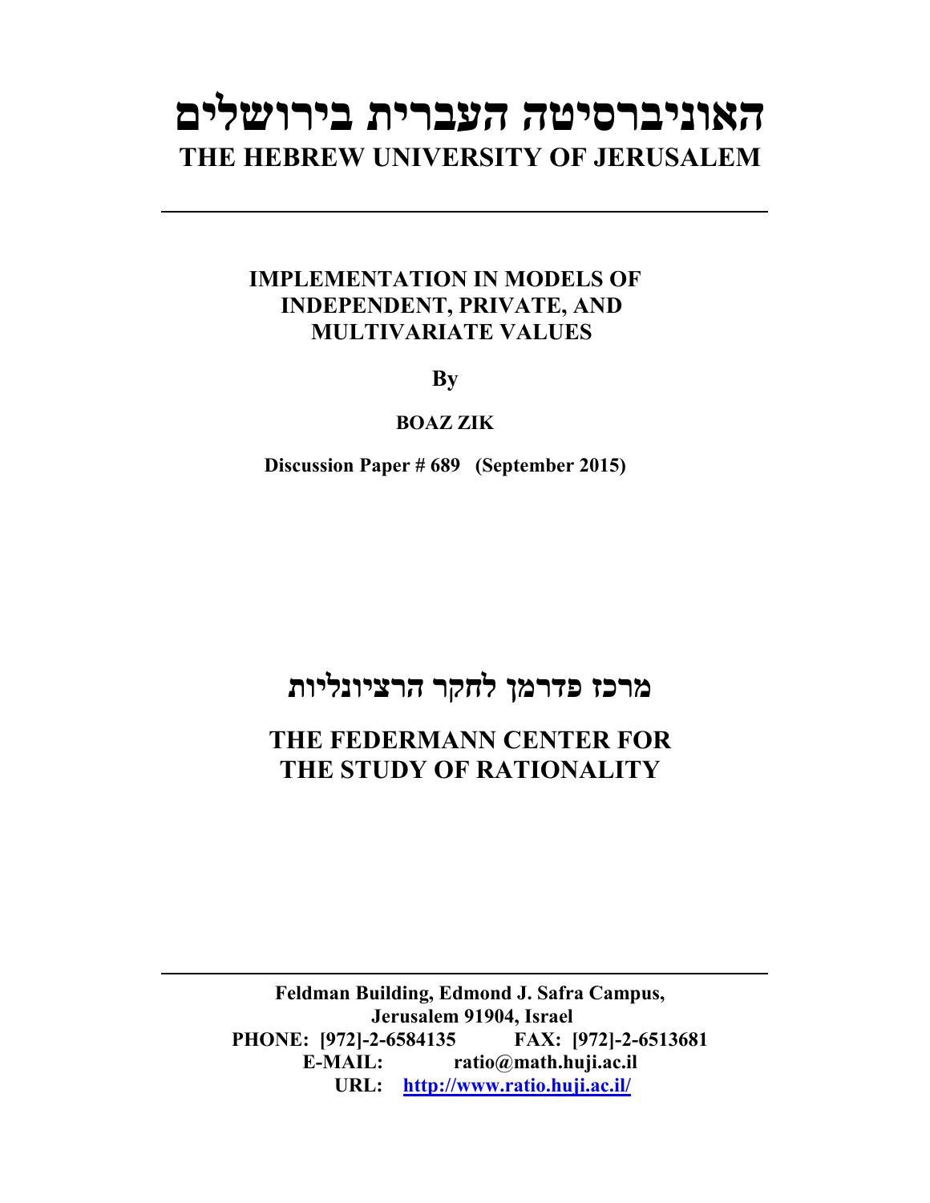# האוניברסיטה העברית בירושלים

# THE HEBREW UNIVERSITY OF JERUSALEM

---

## IMPLEMENTATION IN MODELS OF INDEPENDENT, PRIVATE, AND MULTIVARIATE VALUES

**By**

**BOAZ ZIK**

**Discussion Paper # 689 (September 2015)**

## מרכז פדרמן לחקר הרציונליות

## THE FEDERMANN CENTER FOR THE STUDY OF RATIONALITY

---

**Feldman Building, Edmond J. Safra Campus, Jerusalem 91904, Israel**
**PHONE: [972]-2-6584135 FAX: [972]-2-6513681**
**E-MAIL: ratio@math.huji.ac.il**
**URL: http://www.ratio.huji.ac.il/**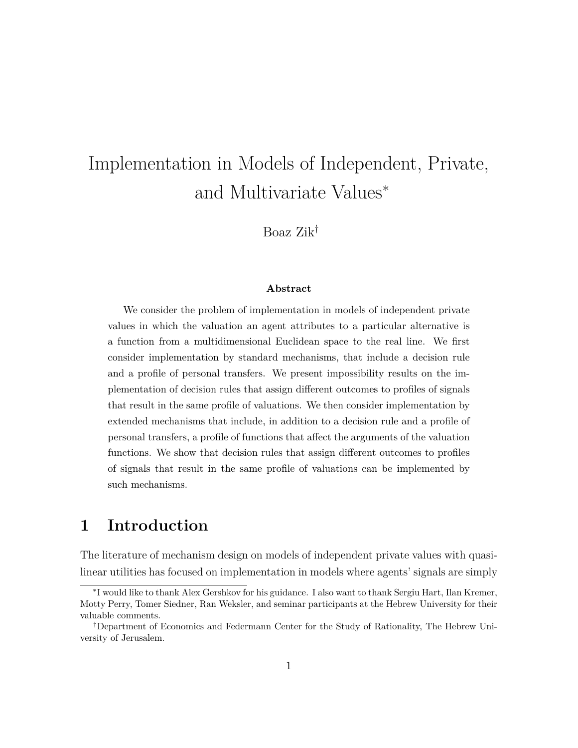# Implementation in Models of Independent, Private, and Multivariate Values*

Boaz Zik†

**Abstract**

We consider the problem of implementation in models of independent private values in which the valuation an agent attributes to a particular alternative is a function from a multidimensional Euclidean space to the real line. We first consider implementation by standard mechanisms, that include a decision rule and a profile of personal transfers. We present impossibility results on the implementation of decision rules that assign different outcomes to profiles of signals that result in the same profile of valuations. We then consider implementation by extended mechanisms that include, in addition to a decision rule and a profile of personal transfers, a profile of functions that affect the arguments of the valuation functions. We show that decision rules that assign different outcomes to profiles of signals that result in the same profile of valuations can be implemented by such mechanisms.

## 1 Introduction

The literature of mechanism design on models of independent private values with quasi-linear utilities has focused on implementation in models where agents' signals are simply

*I would like to thank Alex Gershkov for his guidance. I also want to thank Sergiu Hart, Ilan Kremer, Motty Perry, Tomer Siedner, Ran Weksler, and seminar participants at the Hebrew University for their valuable comments.

†Department of Economics and Federmann Center for the Study of Rationality, The Hebrew University of Jerusalem.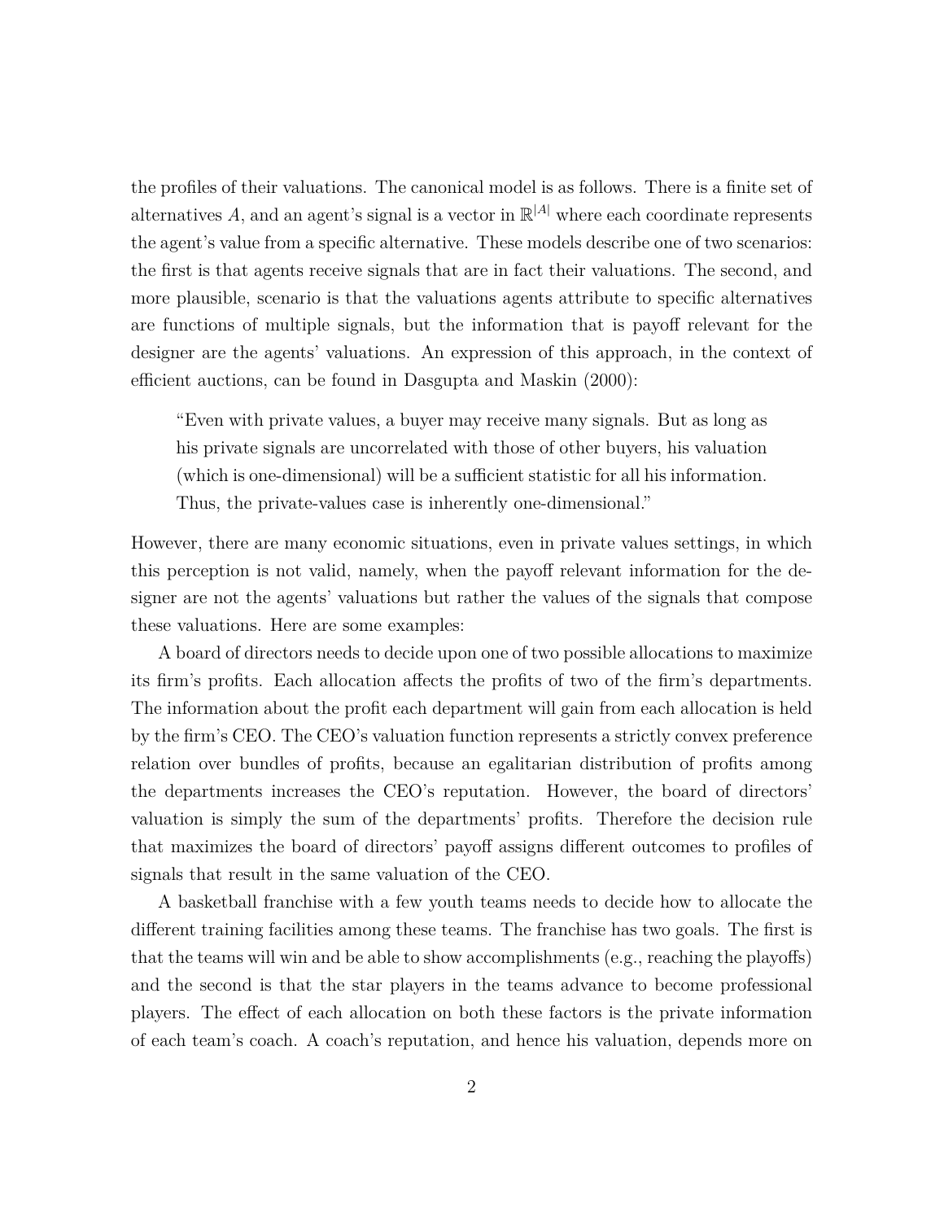the profiles of their valuations. The canonical model is as follows. There is a finite set of alternatives $A$, and an agent's signal is a vector in $\mathbb{R}^{|A|}$ where each coordinate represents the agent's value from a specific alternative. These models describe one of two scenarios: the first is that agents receive signals that are in fact their valuations. The second, and more plausible, scenario is that the valuations agents attribute to specific alternatives are functions of multiple signals, but the information that is payoff relevant for the designer are the agents' valuations. An expression of this approach, in the context of efficient auctions, can be found in Dasgupta and Maskin (2000):

> "Even with private values, a buyer may receive many signals. But as long as his private signals are uncorrelated with those of other buyers, his valuation (which is one-dimensional) will be a sufficient statistic for all his information. Thus, the private-values case is inherently one-dimensional."

However, there are many economic situations, even in private values settings, in which this perception is not valid, namely, when the payoff relevant information for the designer are not the agents' valuations but rather the values of the signals that compose these valuations. Here are some examples:

A board of directors needs to decide upon one of two possible allocations to maximize its firm's profits. Each allocation affects the profits of two of the firm's departments. The information about the profit each department will gain from each allocation is held by the firm's CEO. The CEO's valuation function represents a strictly convex preference relation over bundles of profits, because an egalitarian distribution of profits among the departments increases the CEO's reputation. However, the board of directors' valuation is simply the sum of the departments' profits. Therefore the decision rule that maximizes the board of directors' payoff assigns different outcomes to profiles of signals that result in the same valuation of the CEO.

A basketball franchise with a few youth teams needs to decide how to allocate the different training facilities among these teams. The franchise has two goals. The first is that the teams will win and be able to show accomplishments (e.g., reaching the playoffs) and the second is that the star players in the teams advance to become professional players. The effect of each allocation on both these factors is the private information of each team's coach. A coach's reputation, and hence his valuation, depends more on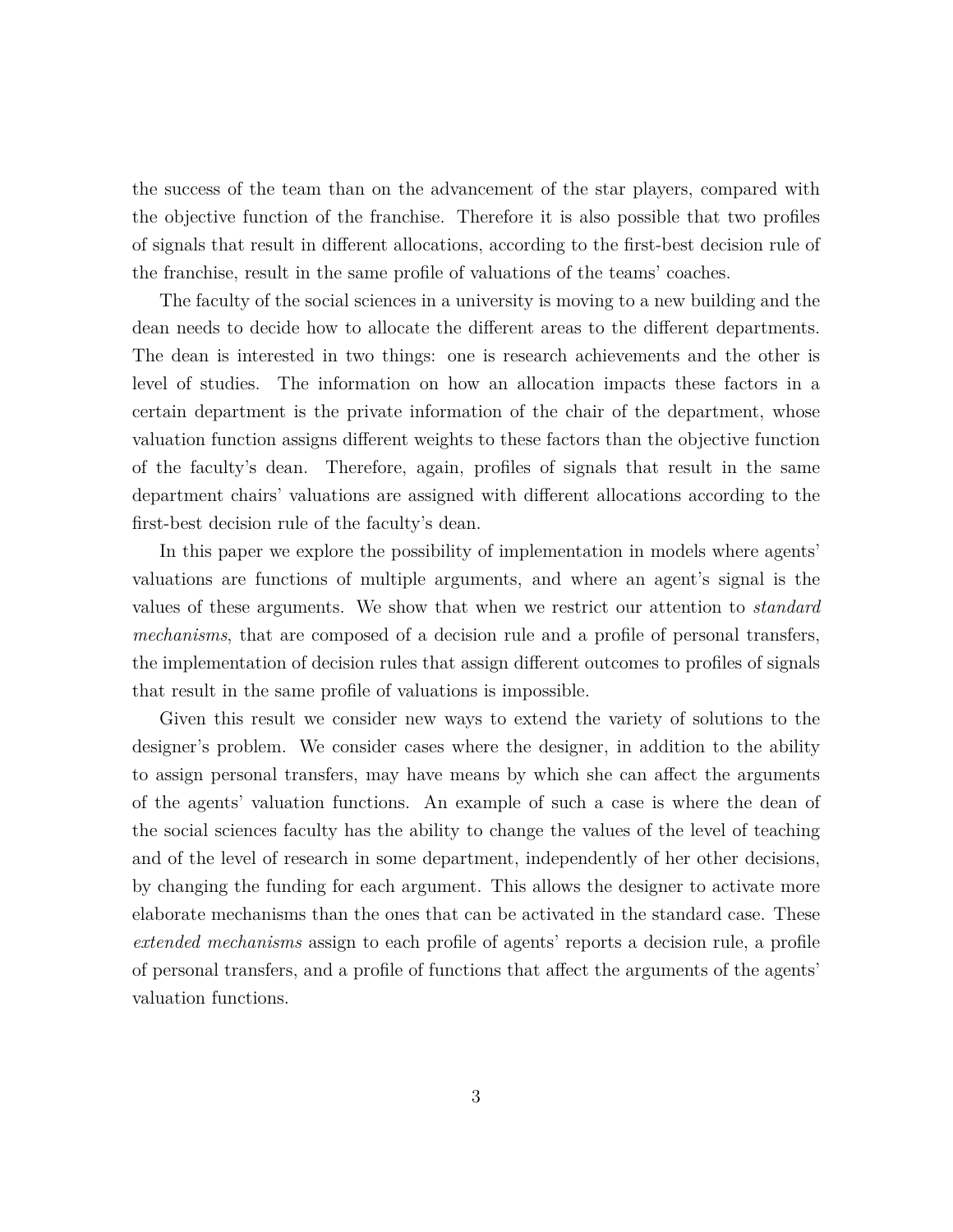the success of the team than on the advancement of the star players, compared with the objective function of the franchise. Therefore it is also possible that two profiles of signals that result in different allocations, according to the first-best decision rule of the franchise, result in the same profile of valuations of the teams' coaches.

The faculty of the social sciences in a university is moving to a new building and the dean needs to decide how to allocate the different areas to the different departments. The dean is interested in two things: one is research achievements and the other is level of studies. The information on how an allocation impacts these factors in a certain department is the private information of the chair of the department, whose valuation function assigns different weights to these factors than the objective function of the faculty's dean. Therefore, again, profiles of signals that result in the same department chairs' valuations are assigned with different allocations according to the first-best decision rule of the faculty's dean.

In this paper we explore the possibility of implementation in models where agents' valuations are functions of multiple arguments, and where an agent's signal is the values of these arguments. We show that when we restrict our attention to *standard mechanisms*, that are composed of a decision rule and a profile of personal transfers, the implementation of decision rules that assign different outcomes to profiles of signals that result in the same profile of valuations is impossible.

Given this result we consider new ways to extend the variety of solutions to the designer's problem. We consider cases where the designer, in addition to the ability to assign personal transfers, may have means by which she can affect the arguments of the agents' valuation functions. An example of such a case is where the dean of the social sciences faculty has the ability to change the values of the level of teaching and of the level of research in some department, independently of her other decisions, by changing the funding for each argument. This allows the designer to activate more elaborate mechanisms than the ones that can be activated in the standard case. These *extended mechanisms* assign to each profile of agents' reports a decision rule, a profile of personal transfers, and a profile of functions that affect the arguments of the agents' valuation functions.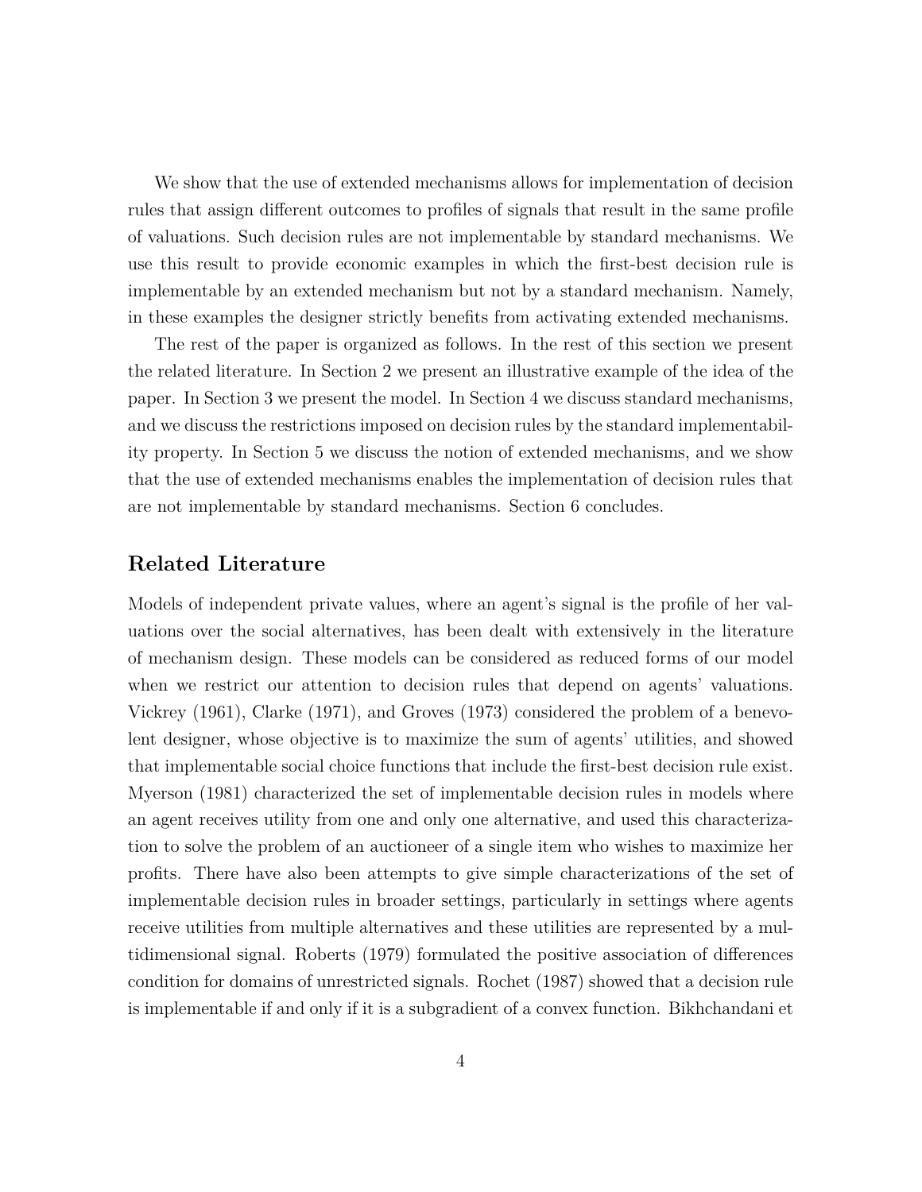We show that the use of extended mechanisms allows for implementation of decision rules that assign different outcomes to profiles of signals that result in the same profile of valuations. Such decision rules are not implementable by standard mechanisms. We use this result to provide economic examples in which the first-best decision rule is implementable by an extended mechanism but not by a standard mechanism. Namely, in these examples the designer strictly benefits from activating extended mechanisms.

The rest of the paper is organized as follows. In the rest of this section we present the related literature. In Section 2 we present an illustrative example of the idea of the paper. In Section 3 we present the model. In Section 4 we discuss standard mechanisms, and we discuss the restrictions imposed on decision rules by the standard implementability property. In Section 5 we discuss the notion of extended mechanisms, and we show that the use of extended mechanisms enables the implementation of decision rules that are not implementable by standard mechanisms. Section 6 concludes.

## Related Literature

Models of independent private values, where an agent's signal is the profile of her valuations over the social alternatives, has been dealt with extensively in the literature of mechanism design. These models can be considered as reduced forms of our model when we restrict our attention to decision rules that depend on agents' valuations. Vickrey (1961), Clarke (1971), and Groves (1973) considered the problem of a benevolent designer, whose objective is to maximize the sum of agents' utilities, and showed that implementable social choice functions that include the first-best decision rule exist. Myerson (1981) characterized the set of implementable decision rules in models where an agent receives utility from one and only one alternative, and used this characterization to solve the problem of an auctioneer of a single item who wishes to maximize her profits. There have also been attempts to give simple characterizations of the set of implementable decision rules in broader settings, particularly in settings where agents receive utilities from multiple alternatives and these utilities are represented by a multidimensional signal. Roberts (1979) formulated the positive association of differences condition for domains of unrestricted signals. Rochet (1987) showed that a decision rule is implementable if and only if it is a subgradient of a convex function. Bikhchandani et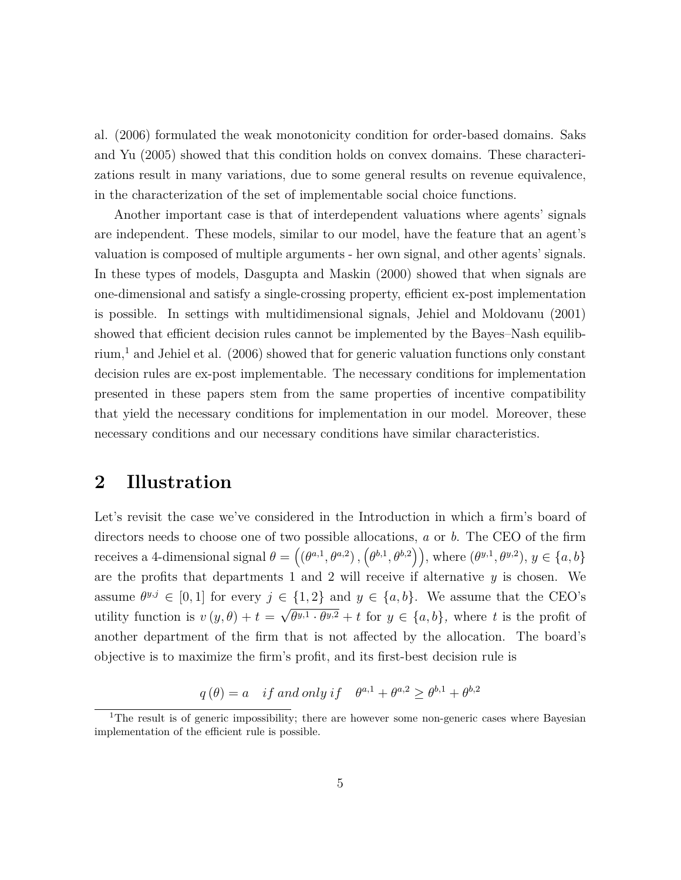al. (2006) formulated the weak monotonicity condition for order-based domains. Saks and Yu (2005) showed that this condition holds on convex domains. These characterizations result in many variations, due to some general results on revenue equivalence, in the characterization of the set of implementable social choice functions.

Another important case is that of interdependent valuations where agents' signals are independent. These models, similar to our model, have the feature that an agent's valuation is composed of multiple arguments - her own signal, and other agents' signals. In these types of models, Dasgupta and Maskin (2000) showed that when signals are one-dimensional and satisfy a single-crossing property, efficient ex-post implementation is possible. In settings with multidimensional signals, Jehiel and Moldovanu (2001) showed that efficient decision rules cannot be implemented by the Bayes–Nash equilibrium,[1] and Jehiel et al. (2006) showed that for generic valuation functions only constant decision rules are ex-post implementable. The necessary conditions for implementation presented in these papers stem from the same properties of incentive compatibility that yield the necessary conditions for implementation in our model. Moreover, these necessary conditions and our necessary conditions have similar characteristics.

## 2 Illustration

Let's revisit the case we've considered in the Introduction in which a firm's board of directors needs to choose one of two possible allocations, $a$ or $b$. The CEO of the firm receives a 4-dimensional signal $\theta = \left(\left(\theta^{a,1}, \theta^{a,2}\right), \left(\theta^{b,1}, \theta^{b,2}\right)\right)$, where $(\theta^{y,1}, \theta^{y,2})$, $y \in \{a, b\}$ are the profits that departments 1 and 2 will receive if alternative $y$ is chosen. We assume $\theta^{y,j} \in [0, 1]$ for every $j \in \{1, 2\}$ and $y \in \{a, b\}$. We assume that the CEO's utility function is $v(y, \theta) + t = \sqrt{\theta^{y,1} \cdot \theta^{y,2}} + t$ for $y \in \{a, b\}$, where $t$ is the profit of another department of the firm that is not affected by the allocation. The board's objective is to maximize the firm's profit, and its first-best decision rule is

$$q(\theta) = a \quad if\ and\ only\ if \quad \theta^{a,1} + \theta^{a,2} \geq \theta^{b,1} + \theta^{b,2}$$

[1] The result is of generic impossibility; there are however some non-generic cases where Bayesian implementation of the efficient rule is possible.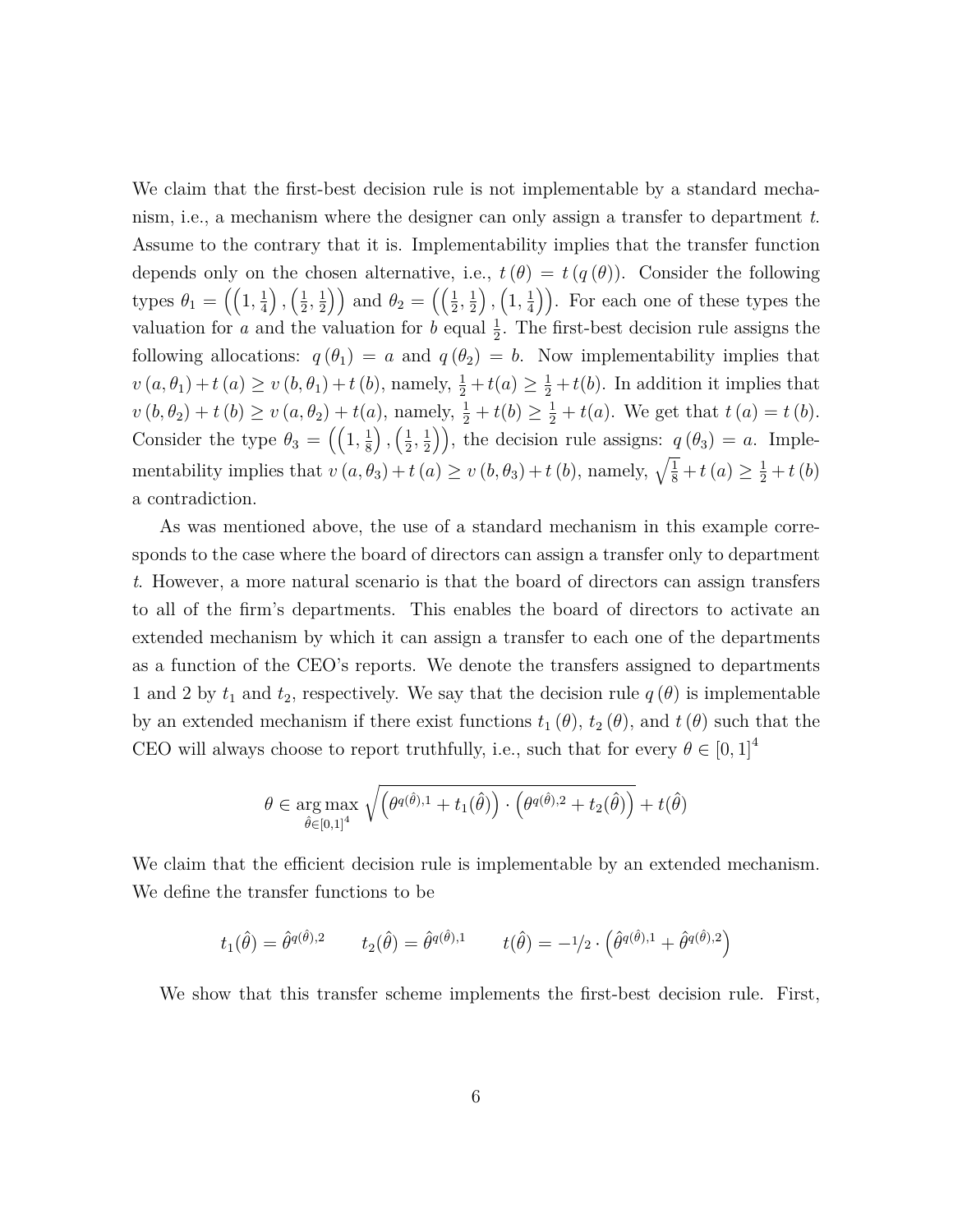We claim that the first-best decision rule is not implementable by a standard mechanism, i.e., a mechanism where the designer can only assign a transfer to department $t$. Assume to the contrary that it is. Implementability implies that the transfer function depends only on the chosen alternative, i.e., $t(\theta) = t(q(\theta))$. Consider the following types $\theta_1 = \left(\left(1, \frac{1}{4}\right), \left(\frac{1}{2}, \frac{1}{2}\right)\right)$ and $\theta_2 = \left(\left(\frac{1}{2}, \frac{1}{2}\right), \left(1, \frac{1}{4}\right)\right)$. For each one of these types the valuation for $a$ and the valuation for $b$ equal $\frac{1}{2}$. The first-best decision rule assigns the following allocations: $q(\theta_1) = a$ and $q(\theta_2) = b$. Now implementability implies that $v(a, \theta_1) + t(a) \geq v(b, \theta_1) + t(b)$, namely, $\frac{1}{2} + t(a) \geq \frac{1}{2} + t(b)$. In addition it implies that $v(b, \theta_2) + t(b) \geq v(a, \theta_2) + t(a)$, namely, $\frac{1}{2} + t(b) \geq \frac{1}{2} + t(a)$. We get that $t(a) = t(b)$. Consider the type $\theta_3 = \left(\left(1, \frac{1}{8}\right), \left(\frac{1}{2}, \frac{1}{2}\right)\right)$, the decision rule assigns: $q(\theta_3) = a$. Implementability implies that $v(a, \theta_3) + t(a) \geq v(b, \theta_3) + t(b)$, namely, $\sqrt{\frac{1}{8}} + t(a) \geq \frac{1}{2} + t(b)$ a contradiction.

As was mentioned above, the use of a standard mechanism in this example corresponds to the case where the board of directors can assign a transfer only to department $t$. However, a more natural scenario is that the board of directors can assign transfers to all of the firm's departments. This enables the board of directors to activate an extended mechanism by which it can assign a transfer to each one of the departments as a function of the CEO's reports. We denote the transfers assigned to departments 1 and 2 by $t_1$ and $t_2$, respectively. We say that the decision rule $q(\theta)$ is implementable by an extended mechanism if there exist functions $t_1(\theta)$, $t_2(\theta)$, and $t(\theta)$ such that the CEO will always choose to report truthfully, i.e., such that for every $\theta \in [0,1]^4$

$$\theta \in \underset{\hat{\theta} \in [0,1]^4}{\arg\max} \sqrt{\left(\theta^{q(\hat{\theta}),1} + t_1(\hat{\theta})\right) \cdot \left(\theta^{q(\hat{\theta}),2} + t_2(\hat{\theta})\right)} + t(\hat{\theta})$$

We claim that the efficient decision rule is implementable by an extended mechanism. We define the transfer functions to be

$$t_1(\hat{\theta}) = \hat{\theta}^{q(\hat{\theta}),2} \qquad t_2(\hat{\theta}) = \hat{\theta}^{q(\hat{\theta}),1} \qquad t(\hat{\theta}) = -1/2 \cdot \left(\hat{\theta}^{q(\hat{\theta}),1} + \hat{\theta}^{q(\hat{\theta}),2}\right)$$

We show that this transfer scheme implements the first-best decision rule. First,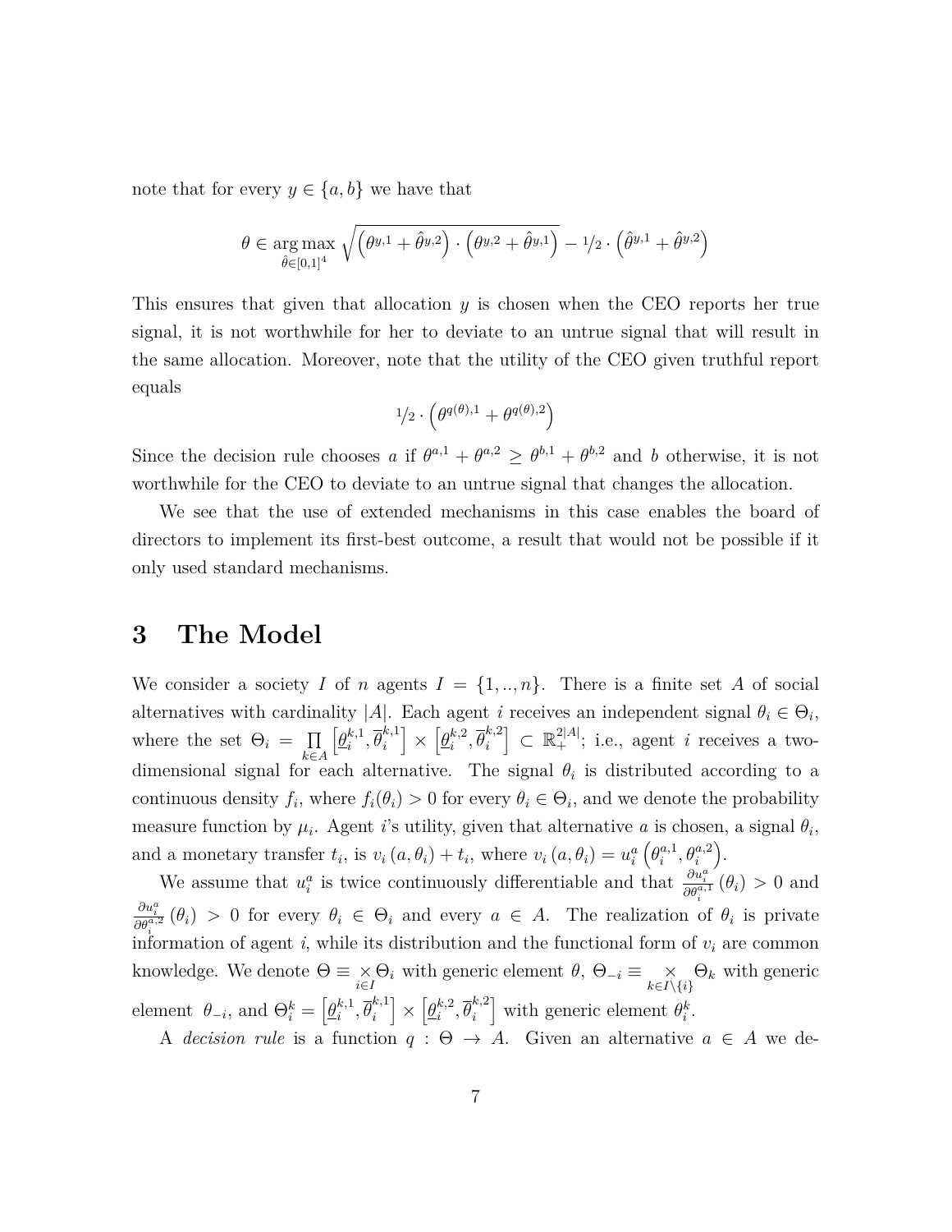note that for every $y \in \{a, b\}$ we have that

$$\theta \in \underset{\hat{\theta} \in [0,1]^4}{\arg\max} \sqrt{\left(\theta^{y,1} + \hat{\theta}^{y,2}\right) \cdot \left(\theta^{y,2} + \hat{\theta}^{y,1}\right)} - {}^1\!/_2 \cdot \left(\hat{\theta}^{y,1} + \hat{\theta}^{y,2}\right)$$

This ensures that given that allocation $y$ is chosen when the CEO reports her true signal, it is not worthwhile for her to deviate to an untrue signal that will result in the same allocation. Moreover, note that the utility of the CEO given truthful report equals

$${}^1\!/_2 \cdot \left(\theta^{q(\theta),1} + \theta^{q(\theta),2}\right)$$

Since the decision rule chooses $a$ if $\theta^{a,1} + \theta^{a,2} \geq \theta^{b,1} + \theta^{b,2}$ and $b$ otherwise, it is not worthwhile for the CEO to deviate to an untrue signal that changes the allocation.

We see that the use of extended mechanisms in this case enables the board of directors to implement its first-best outcome, a result that would not be possible if it only used standard mechanisms.

## 3 The Model

We consider a society $I$ of $n$ agents $I = \{1, .., n\}$. There is a finite set $A$ of social alternatives with cardinality $|A|$. Each agent $i$ receives an independent signal $\theta_i \in \Theta_i$, where the set $\Theta_i = \prod_{k \in A} \left[\underline{\theta}_i^{k,1}, \overline{\theta}_i^{k,1}\right] \times \left[\underline{\theta}_i^{k,2}, \overline{\theta}_i^{k,2}\right] \subset \mathbb{R}_+^{2|A|}$; i.e., agent $i$ receives a two-dimensional signal for each alternative. The signal $\theta_i$ is distributed according to a continuous density $f_i$, where $f_i(\theta_i) > 0$ for every $\theta_i \in \Theta_i$, and we denote the probability measure function by $\mu_i$. Agent $i$'s utility, given that alternative $a$ is chosen, a signal $\theta_i$, and a monetary transfer $t_i$, is $v_i(a, \theta_i) + t_i$, where $v_i(a, \theta_i) = u_i^a\left(\theta_i^{a,1}, \theta_i^{a,2}\right)$.

We assume that $u_i^a$ is twice continuously differentiable and that $\frac{\partial u_i^a}{\partial \theta_i^{a,1}}(\theta_i) > 0$ and $\frac{\partial u_i^a}{\partial \theta_i^{a,2}}(\theta_i) > 0$ for every $\theta_i \in \Theta_i$ and every $a \in A$. The realization of $\theta_i$ is private information of agent $i$, while its distribution and the functional form of $v_i$ are common knowledge. We denote $\Theta \equiv \times_{i \in I} \Theta_i$ with generic element $\theta$, $\Theta_{-i} \equiv \times_{k \in I \setminus \{i\}} \Theta_k$ with generic element $\theta_{-i}$, and $\Theta_i^k = \left[\underline{\theta}_i^{k,1}, \overline{\theta}_i^{k,1}\right] \times \left[\underline{\theta}_i^{k,2}, \overline{\theta}_i^{k,2}\right]$ with generic element $\theta_i^k$.

A *decision rule* is a function $q : \Theta \to A$. Given an alternative $a \in A$ we de-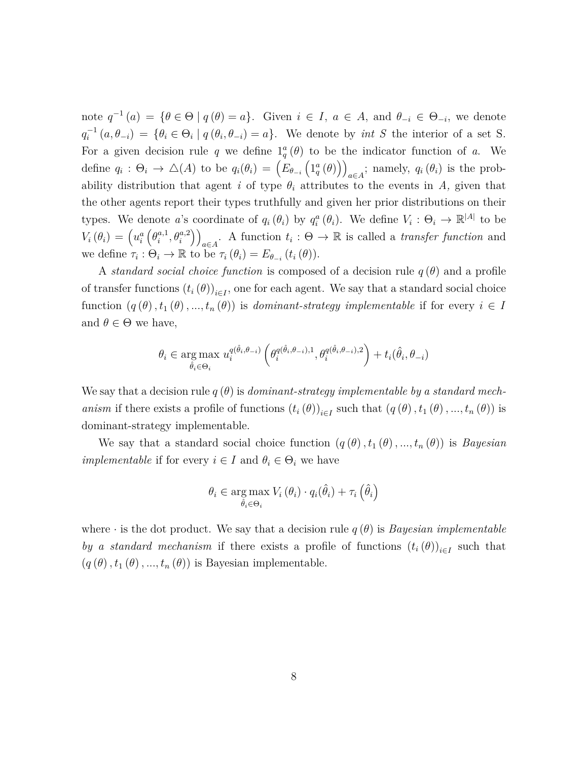note $q^{-1}(a) = \{\theta \in \Theta \mid q(\theta) = a\}$. Given $i \in I$, $a \in A$, and $\theta_{-i} \in \Theta_{-i}$, we denote $q_i^{-1}(a, \theta_{-i}) = \{\theta_i \in \Theta_i \mid q(\theta_i, \theta_{-i}) = a\}$. We denote by *int S* the interior of a set S. For a given decision rule $q$ we define $1_q^a(\theta)$ to be the indicator function of $a$. We define $q_i : \Theta_i \to \triangle(A)$ to be $q_i(\theta_i) = \left(E_{\theta_{-i}}\left(1_q^a(\theta)\right)\right)_{a \in A}$; namely, $q_i(\theta_i)$ is the probability distribution that agent $i$ of type $\theta_i$ attributes to the events in $A$, given that the other agents report their types truthfully and given her prior distributions on their types. We denote $a$'s coordinate of $q_i(\theta_i)$ by $q_i^a(\theta_i)$. We define $V_i : \Theta_i \to \mathbb{R}^{|A|}$ to be $V_i(\theta_i) = \left(u_i^a\left(\theta_i^{a,1}, \theta_i^{a,2}\right)\right)_{a \in A}$. A function $t_i : \Theta \to \mathbb{R}$ is called a *transfer function* and we define $\tau_i : \Theta_i \to \mathbb{R}$ to be $\tau_i(\theta_i) = E_{\theta_{-i}}(t_i(\theta))$.

A *standard social choice function* is composed of a decision rule $q(\theta)$ and a profile of transfer functions $(t_i(\theta))_{i \in I}$, one for each agent. We say that a standard social choice function $(q(\theta), t_1(\theta), ..., t_n(\theta))$ is *dominant-strategy implementable* if for every $i \in I$ and $\theta \in \Theta$ we have,

$$\theta_i \in \underset{\hat{\theta}_i \in \Theta_i}{\arg\max}\ u_i^{q(\hat{\theta}_i, \theta_{-i})}\left(\theta_i^{q(\hat{\theta}_i, \theta_{-i}),1}, \theta_i^{q(\hat{\theta}_i, \theta_{-i}),2}\right) + t_i(\hat{\theta}_i, \theta_{-i})$$

We say that a decision rule $q(\theta)$ is *dominant-strategy implementable by a standard mechanism* if there exists a profile of functions $(t_i(\theta))_{i \in I}$ such that $(q(\theta), t_1(\theta), ..., t_n(\theta))$ is dominant-strategy implementable.

We say that a standard social choice function $(q(\theta), t_1(\theta), ..., t_n(\theta))$ is *Bayesian implementable* if for every $i \in I$ and $\theta_i \in \Theta_i$ we have

$$\theta_i \in \underset{\hat{\theta}_i \in \Theta_i}{\arg\max}\ V_i(\theta_i) \cdot q_i(\hat{\theta}_i) + \tau_i\left(\hat{\theta}_i\right)$$

where $\cdot$ is the dot product. We say that a decision rule $q(\theta)$ is *Bayesian implementable by a standard mechanism* if there exists a profile of functions $(t_i(\theta))_{i \in I}$ such that $(q(\theta), t_1(\theta), ..., t_n(\theta))$ is Bayesian implementable.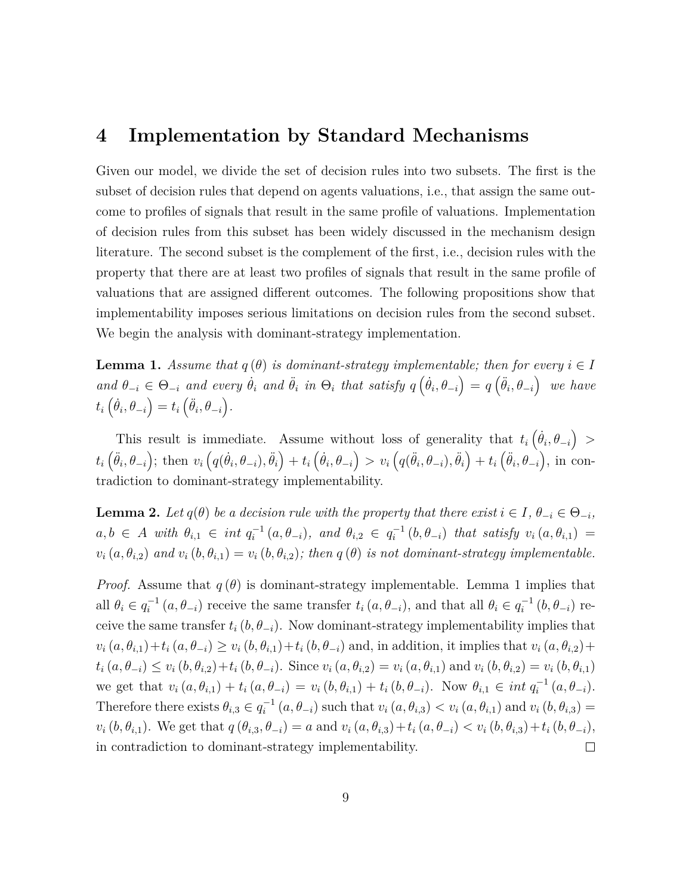# 4 Implementation by Standard Mechanisms

Given our model, we divide the set of decision rules into two subsets. The first is the subset of decision rules that depend on agents valuations, i.e., that assign the same outcome to profiles of signals that result in the same profile of valuations. Implementation of decision rules from this subset has been widely discussed in the mechanism design literature. The second subset is the complement of the first, i.e., decision rules with the property that there are at least two profiles of signals that result in the same profile of valuations that are assigned different outcomes. The following propositions show that implementability imposes serious limitations on decision rules from the second subset. We begin the analysis with dominant-strategy implementation.

**Lemma 1.** *Assume that $q(\theta)$ is dominant-strategy implementable; then for every $i \in I$ and $\theta_{-i} \in \Theta_{-i}$ and every $\dot{\theta}_i$ and $\ddot{\theta}_i$ in $\Theta_i$ that satisfy $q\left(\dot{\theta}_i, \theta_{-i}\right) = q\left(\ddot{\theta}_i, \theta_{-i}\right)$ we have $t_i\left(\dot{\theta}_i, \theta_{-i}\right) = t_i\left(\ddot{\theta}_i, \theta_{-i}\right)$.*

This result is immediate. Assume without loss of generality that $t_i\left(\dot{\theta}_i, \theta_{-i}\right) > t_i\left(\ddot{\theta}_i, \theta_{-i}\right)$; then $v_i\left(q(\dot{\theta}_i, \theta_{-i}), \ddot{\theta}_i\right) + t_i\left(\dot{\theta}_i, \theta_{-i}\right) > v_i\left(q(\ddot{\theta}_i, \theta_{-i}), \ddot{\theta}_i\right) + t_i\left(\ddot{\theta}_i, \theta_{-i}\right)$, in contradiction to dominant-strategy implementability.

**Lemma 2.** *Let $q(\theta)$ be a decision rule with the property that there exist $i \in I$, $\theta_{-i} \in \Theta_{-i}$, $a, b \in A$ with $\theta_{i,1} \in int\ q_i^{-1}(a, \theta_{-i})$, and $\theta_{i,2} \in q_i^{-1}(b, \theta_{-i})$ that satisfy $v_i(a, \theta_{i,1}) = v_i(a, \theta_{i,2})$ and $v_i(b, \theta_{i,1}) = v_i(b, \theta_{i,2})$; then $q(\theta)$ is not dominant-strategy implementable.*

*Proof.* Assume that $q(\theta)$ is dominant-strategy implementable. Lemma 1 implies that all $\theta_i \in q_i^{-1}(a, \theta_{-i})$ receive the same transfer $t_i(a, \theta_{-i})$, and that all $\theta_i \in q_i^{-1}(b, \theta_{-i})$ receive the same transfer $t_i(b, \theta_{-i})$. Now dominant-strategy implementability implies that $v_i(a, \theta_{i,1}) + t_i(a, \theta_{-i}) \geq v_i(b, \theta_{i,1}) + t_i(b, \theta_{-i})$ and, in addition, it implies that $v_i(a, \theta_{i,2}) + t_i(a, \theta_{-i}) \leq v_i(b, \theta_{i,2}) + t_i(b, \theta_{-i})$. Since $v_i(a, \theta_{i,2}) = v_i(a, \theta_{i,1})$ and $v_i(b, \theta_{i,2}) = v_i(b, \theta_{i,1})$ we get that $v_i(a, \theta_{i,1}) + t_i(a, \theta_{-i}) = v_i(b, \theta_{i,1}) + t_i(b, \theta_{-i})$. Now $\theta_{i,1} \in int\ q_i^{-1}(a, \theta_{-i})$. Therefore there exists $\theta_{i,3} \in q_i^{-1}(a, \theta_{-i})$ such that $v_i(a, \theta_{i,3}) < v_i(a, \theta_{i,1})$ and $v_i(b, \theta_{i,3}) = v_i(b, \theta_{i,1})$. We get that $q(\theta_{i,3}, \theta_{-i}) = a$ and $v_i(a, \theta_{i,3}) + t_i(a, \theta_{-i}) < v_i(b, \theta_{i,3}) + t_i(b, \theta_{-i})$, in contradiction to dominant-strategy implementability. $\square$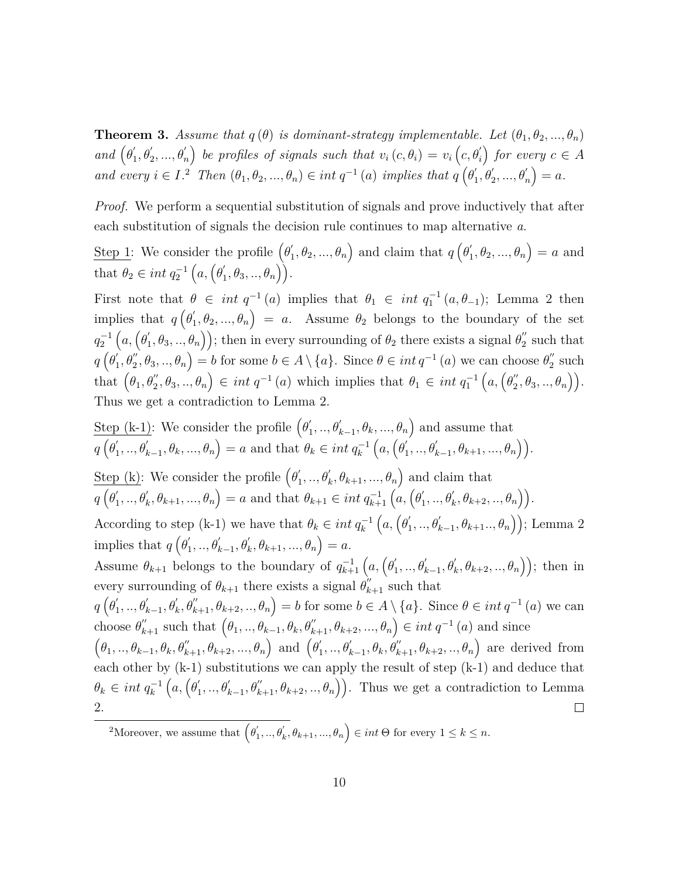**Theorem 3.** *Assume that $q(\theta)$ is dominant-strategy implementable. Let $(\theta_1, \theta_2, ..., \theta_n)$ and $\left(\theta_1^{'}, \theta_2^{'}, ..., \theta_n^{'}\right)$ be profiles of signals such that $v_i(c, \theta_i) = v_i\left(c, \theta_i^{'}\right)$ for every $c \in A$ and every $i \in I$.*[2] *Then $(\theta_1, \theta_2, ..., \theta_n) \in int\, q^{-1}(a)$ implies that $q\left(\theta_1^{'}, \theta_2^{'}, ..., \theta_n^{'}\right) = a$.*

*Proof.* We perform a sequential substitution of signals and prove inductively that after each substitution of signals the decision rule continues to map alternative $a$.

Step 1: We consider the profile $\left(\theta_1^{'}, \theta_2, ..., \theta_n\right)$ and claim that $q\left(\theta_1^{'}, \theta_2, ..., \theta_n\right) = a$ and that $\theta_2 \in int\, q_2^{-1}\left(a, \left(\theta_1^{'}, \theta_3, .., \theta_n\right)\right)$.

First note that $\theta \in int\, q^{-1}(a)$ implies that $\theta_1 \in int\, q_1^{-1}(a, \theta_{-1})$; Lemma 2 then implies that $q\left(\theta_1^{'}, \theta_2, ..., \theta_n\right) = a$. Assume $\theta_2$ belongs to the boundary of the set $q_2^{-1}\left(a, \left(\theta_1^{'}, \theta_3, .., \theta_n\right)\right)$; then in every surrounding of $\theta_2$ there exists a signal $\theta_2^{''}$ such that $q\left(\theta_1^{'}, \theta_2^{''}, \theta_3, .., \theta_n\right) = b$ for some $b \in A \setminus \{a\}$. Since $\theta \in int\, q^{-1}(a)$ we can choose $\theta_2^{''}$ such that $\left(\theta_1, \theta_2^{''}, \theta_3, .., \theta_n\right) \in int\, q^{-1}(a)$ which implies that $\theta_1 \in int\, q_1^{-1}\left(a, \left(\theta_2^{''}, \theta_3, .., \theta_n\right)\right)$. Thus we get a contradiction to Lemma 2.

Step (k-1): We consider the profile $\left(\theta_1^{'}, .., \theta_{k-1}^{'}, \theta_k, ..., \theta_n\right)$ and assume that $q\left(\theta_1^{'}, .., \theta_{k-1}^{'}, \theta_k, ..., \theta_n\right) = a$ and that $\theta_k \in int\, q_k^{-1}\left(a, \left(\theta_1^{'}, .., \theta_{k-1}^{'}, \theta_{k+1}, ..., \theta_n\right)\right)$.

Step (k): We consider the profile $\left(\theta_1^{'}, .., \theta_k^{'}, \theta_{k+1}, ..., \theta_n\right)$ and claim that $q\left(\theta_1^{'}, .., \theta_k^{'}, \theta_{k+1}, ..., \theta_n\right) = a$ and that $\theta_{k+1} \in int\, q_{k+1}^{-1}\left(a, \left(\theta_1^{'}, .., \theta_k^{'}, \theta_{k+2}, .., \theta_n\right)\right)$.

According to step (k-1) we have that $\theta_k \in int\, q_k^{-1}\left(a, \left(\theta_1^{'}, .., \theta_{k-1}^{'}, \theta_{k+1} .., \theta_n\right)\right)$; Lemma 2 implies that $q\left(\theta_1^{'}, .., \theta_{k-1}^{'}, \theta_k^{'}, \theta_{k+1}, ..., \theta_n\right) = a$.

Assume $\theta_{k+1}$ belongs to the boundary of $q_{k+1}^{-1}\left(a, \left(\theta_1^{'}, .., \theta_{k-1}^{'}, \theta_k^{'}, \theta_{k+2}, .., \theta_n\right)\right)$; then in every surrounding of $\theta_{k+1}$ there exists a signal $\theta_{k+1}^{''}$ such that $q\left(\theta_1^{'}, .., \theta_{k-1}^{'}, \theta_k^{'}, \theta_{k+1}^{''}, \theta_{k+2}, .., \theta_n\right) = b$ for some $b \in A \setminus \{a\}$. Since $\theta \in int\, q^{-1}(a)$ we can choose $\theta_{k+1}^{''}$ such that $\left(\theta_1, .., \theta_{k-1}, \theta_k, \theta_{k+1}^{''}, \theta_{k+2}, ..., \theta_n\right) \in int\, q^{-1}(a)$ and since $\left(\theta_1, .., \theta_{k-1}, \theta_k, \theta_{k+1}^{''}, \theta_{k+2}, ..., \theta_n\right)$ and $\left(\theta_1^{'}, .., \theta_{k-1}^{'}, \theta_k, \theta_{k+1}^{''}, \theta_{k+2}, .., \theta_n\right)$ are derived from each other by (k-1) substitutions we can apply the result of step (k-1) and deduce that $\theta_k \in int\, q_k^{-1}\left(a, \left(\theta_1^{'}, .., \theta_{k-1}^{'}, \theta_{k+1}^{''}, \theta_{k+2}, .., \theta_n\right)\right)$. Thus we get a contradiction to Lemma 2. $\square$

[2] Moreover, we assume that $\left(\theta_1^{'}, .., \theta_k^{'}, \theta_{k+1}, ..., \theta_n\right) \in int\, \Theta$ for every $1 \leq k \leq n$.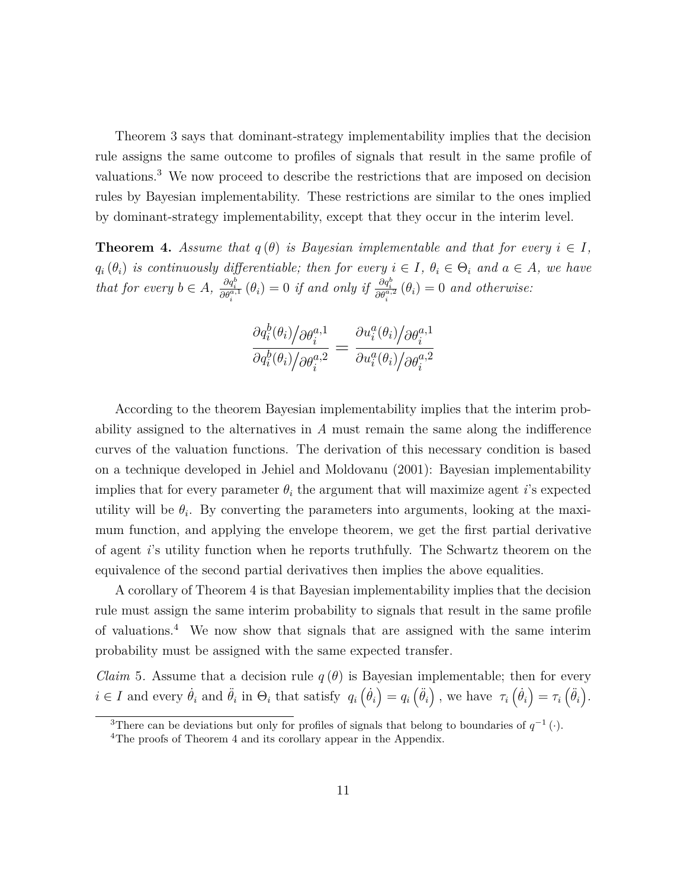Theorem 3 says that dominant-strategy implementability implies that the decision rule assigns the same outcome to profiles of signals that result in the same profile of valuations.[3] We now proceed to describe the restrictions that are imposed on decision rules by Bayesian implementability. These restrictions are similar to the ones implied by dominant-strategy implementability, except that they occur in the interim level.

**Theorem 4.** *Assume that $q(\theta)$ is Bayesian implementable and that for every $i \in I$, $q_i(\theta_i)$ is continuously differentiable; then for every $i \in I$, $\theta_i \in \Theta_i$ and $a \in A$, we have that for every $b \in A$, $\frac{\partial q_i^b}{\partial \theta_i^{a,1}}(\theta_i) = 0$ if and only if $\frac{\partial q_i^b}{\partial \theta_i^{a,2}}(\theta_i) = 0$ and otherwise:*

$$\frac{\partial q_i^b(\theta_i) \big/ \partial \theta_i^{a,1}}{\partial q_i^b(\theta_i) \big/ \partial \theta_i^{a,2}} = \frac{\partial u_i^a(\theta_i) \big/ \partial \theta_i^{a,1}}{\partial u_i^a(\theta_i) \big/ \partial \theta_i^{a,2}}$$

According to the theorem Bayesian implementability implies that the interim probability assigned to the alternatives in $A$ must remain the same along the indifference curves of the valuation functions. The derivation of this necessary condition is based on a technique developed in Jehiel and Moldovanu (2001): Bayesian implementability implies that for every parameter $\theta_i$ the argument that will maximize agent $i$'s expected utility will be $\theta_i$. By converting the parameters into arguments, looking at the maximum function, and applying the envelope theorem, we get the first partial derivative of agent $i$'s utility function when he reports truthfully. The Schwartz theorem on the equivalence of the second partial derivatives then implies the above equalities.

A corollary of Theorem 4 is that Bayesian implementability implies that the decision rule must assign the same interim probability to signals that result in the same profile of valuations.[4] We now show that signals that are assigned with the same interim probability must be assigned with the same expected transfer.

*Claim* 5. Assume that a decision rule $q(\theta)$ is Bayesian implementable; then for every $i \in I$ and every $\dot{\theta}_i$ and $\ddot{\theta}_i$ in $\Theta_i$ that satisfy $q_i(\dot{\theta}_i) = q_i(\ddot{\theta}_i)$, we have $\tau_i(\dot{\theta}_i) = \tau_i(\ddot{\theta}_i)$.

[3] There can be deviations but only for profiles of signals that belong to boundaries of $q^{-1}(\cdot)$.

[4] The proofs of Theorem 4 and its corollary appear in the Appendix.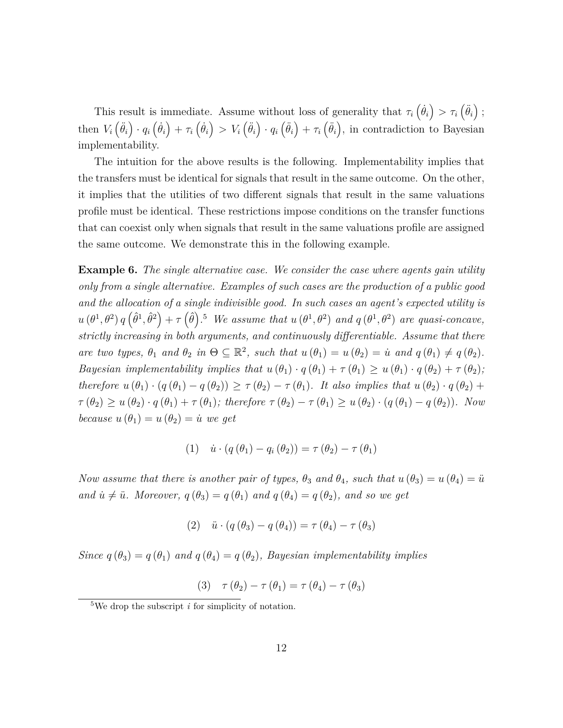This result is immediate. Assume without loss of generality that $\tau_i\left(\dot{\theta}_i\right) > \tau_i\left(\ddot{\theta}_i\right)$; then $V_i\left(\ddot{\theta}_i\right) \cdot q_i\left(\dot{\theta}_i\right) + \tau_i\left(\dot{\theta}_i\right) > V_i\left(\ddot{\theta}_i\right) \cdot q_i\left(\ddot{\theta}_i\right) + \tau_i\left(\ddot{\theta}_i\right)$, in contradiction to Bayesian implementability.

The intuition for the above results is the following. Implementability implies that the transfers must be identical for signals that result in the same outcome. On the other, it implies that the utilities of two different signals that result in the same valuations profile must be identical. These restrictions impose conditions on the transfer functions that can coexist only when signals that result in the same valuations profile are assigned the same outcome. We demonstrate this in the following example.

**Example 6.** *The single alternative case. We consider the case where agents gain utility only from a single alternative. Examples of such cases are the production of a public good and the allocation of a single indivisible good. In such cases an agent's expected utility is* $u\left(\theta^1, \theta^2\right) q\left(\hat{\theta}^1, \hat{\theta}^2\right) + \tau\left(\hat{\theta}\right)$.[5] *We assume that* $u\left(\theta^1, \theta^2\right)$ *and* $q\left(\theta^1, \theta^2\right)$ *are quasi-concave, strictly increasing in both arguments, and continuously differentiable. Assume that there are two types,* $\theta_1$ *and* $\theta_2$ *in* $\Theta \subseteq \mathbb{R}^2$*, such that* $u\left(\theta_1\right) = u\left(\theta_2\right) = \dot{u}$ *and* $q\left(\theta_1\right) \neq q\left(\theta_2\right)$*. Bayesian implementability implies that* $u\left(\theta_1\right) \cdot q\left(\theta_1\right) + \tau\left(\theta_1\right) \geq u\left(\theta_1\right) \cdot q\left(\theta_2\right) + \tau\left(\theta_2\right)$*; therefore* $u\left(\theta_1\right) \cdot \left(q\left(\theta_1\right) - q\left(\theta_2\right)\right) \geq \tau\left(\theta_2\right) - \tau\left(\theta_1\right)$*. It also implies that* $u\left(\theta_2\right) \cdot q\left(\theta_2\right) + \tau\left(\theta_2\right) \geq u\left(\theta_2\right) \cdot q\left(\theta_1\right) + \tau\left(\theta_1\right)$*; therefore* $\tau\left(\theta_2\right) - \tau\left(\theta_1\right) \geq u\left(\theta_2\right) \cdot \left(q\left(\theta_1\right) - q\left(\theta_2\right)\right)$*. Now because* $u\left(\theta_1\right) = u\left(\theta_2\right) = \dot{u}$ *we get*

$$(1) \quad \dot{u} \cdot \left(q\left(\theta_1\right) - q_i\left(\theta_2\right)\right) = \tau\left(\theta_2\right) - \tau\left(\theta_1\right)$$

*Now assume that there is another pair of types,* $\theta_3$ *and* $\theta_4$*, such that* $u\left(\theta_3\right) = u\left(\theta_4\right) = \ddot{u}$ *and* $\dot{u} \neq \ddot{u}$*. Moreover,* $q\left(\theta_3\right) = q\left(\theta_1\right)$ *and* $q\left(\theta_4\right) = q\left(\theta_2\right)$*, and so we get*

$$(2) \quad \ddot{u} \cdot \left(q\left(\theta_3\right) - q\left(\theta_4\right)\right) = \tau\left(\theta_4\right) - \tau\left(\theta_3\right)$$

*Since* $q\left(\theta_3\right) = q\left(\theta_1\right)$ *and* $q\left(\theta_4\right) = q\left(\theta_2\right)$*, Bayesian implementability implies*

$$(3) \quad \tau\left(\theta_2\right) - \tau\left(\theta_1\right) = \tau\left(\theta_4\right) - \tau\left(\theta_3\right)$$

[5] We drop the subscript $i$ for simplicity of notation.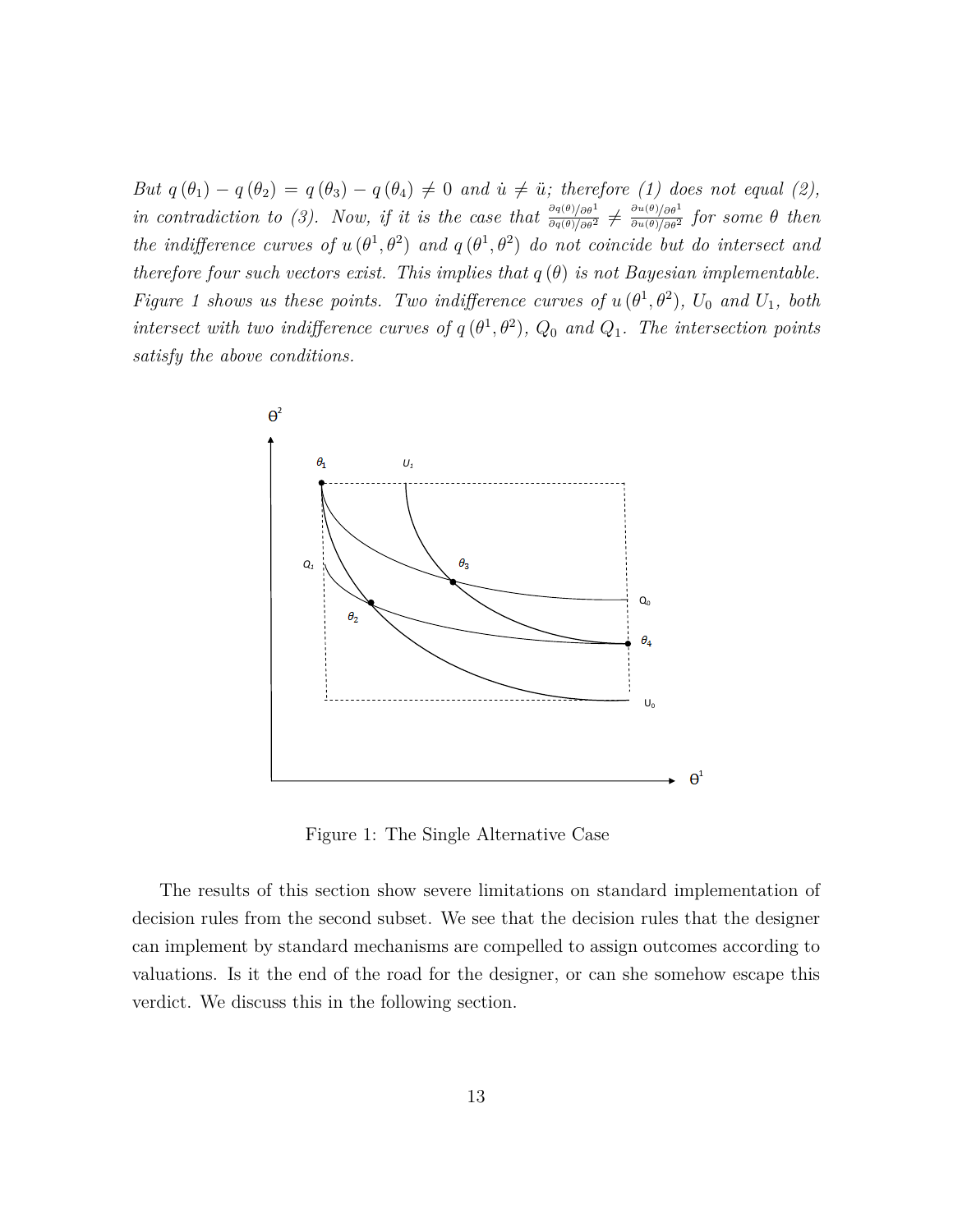*But $q(\theta_1) - q(\theta_2) = q(\theta_3) - q(\theta_4) \neq 0$ and $\dot{u} \neq \ddot{u}$; therefore (1) does not equal (2), in contradiction to (3). Now, if it is the case that $\frac{\partial q(\theta)/\partial\theta^1}{\partial q(\theta)/\partial\theta^2} \neq \frac{\partial u(\theta)/\partial\theta^1}{\partial u(\theta)/\partial\theta^2}$ for some $\theta$ then the indifference curves of $u(\theta^1, \theta^2)$ and $q(\theta^1, \theta^2)$ do not coincide but do intersect and therefore four such vectors exist. This implies that $q(\theta)$ is not Bayesian implementable. Figure 1 shows us these points. Two indifference curves of $u(\theta^1, \theta^2)$, $U_0$ and $U_1$, both intersect with two indifference curves of $q(\theta^1, \theta^2)$, $Q_0$ and $Q_1$. The intersection points satisfy the above conditions.*

Figure 1: The Single Alternative Case

The results of this section show severe limitations on standard implementation of decision rules from the second subset. We see that the decision rules that the designer can implement by standard mechanisms are compelled to assign outcomes according to valuations. Is it the end of the road for the designer, or can she somehow escape this verdict. We discuss this in the following section.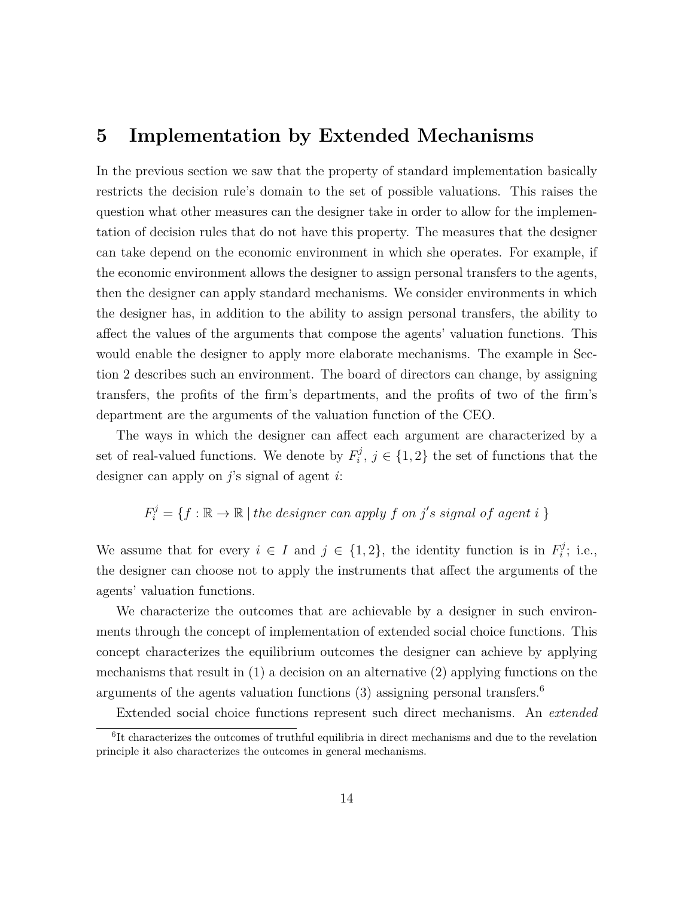# 5 Implementation by Extended Mechanisms

In the previous section we saw that the property of standard implementation basically restricts the decision rule's domain to the set of possible valuations. This raises the question what other measures can the designer take in order to allow for the implementation of decision rules that do not have this property. The measures that the designer can take depend on the economic environment in which she operates. For example, if the economic environment allows the designer to assign personal transfers to the agents, then the designer can apply standard mechanisms. We consider environments in which the designer has, in addition to the ability to assign personal transfers, the ability to affect the values of the arguments that compose the agents' valuation functions. This would enable the designer to apply more elaborate mechanisms. The example in Section 2 describes such an environment. The board of directors can change, by assigning transfers, the profits of the firm's departments, and the profits of two of the firm's department are the arguments of the valuation function of the CEO.

The ways in which the designer can affect each argument are characterized by a set of real-valued functions. We denote by $F_i^j$, $j \in \{1, 2\}$ the set of functions that the designer can apply on $j$'s signal of agent $i$:

$$F_i^j = \{f : \mathbb{R} \to \mathbb{R} \,|\, \textit{the designer can apply } f \textit{ on } j'\textit{s signal of agent } i \,\}$$

We assume that for every $i \in I$ and $j \in \{1, 2\}$, the identity function is in $F_i^j$; i.e., the designer can choose not to apply the instruments that affect the arguments of the agents' valuation functions.

We characterize the outcomes that are achievable by a designer in such environments through the concept of implementation of extended social choice functions. This concept characterizes the equilibrium outcomes the designer can achieve by applying mechanisms that result in (1) a decision on an alternative (2) applying functions on the arguments of the agents valuation functions (3) assigning personal transfers.[6]

Extended social choice functions represent such direct mechanisms. An *extended*

[6] It characterizes the outcomes of truthful equilibria in direct mechanisms and due to the revelation principle it also characterizes the outcomes in general mechanisms.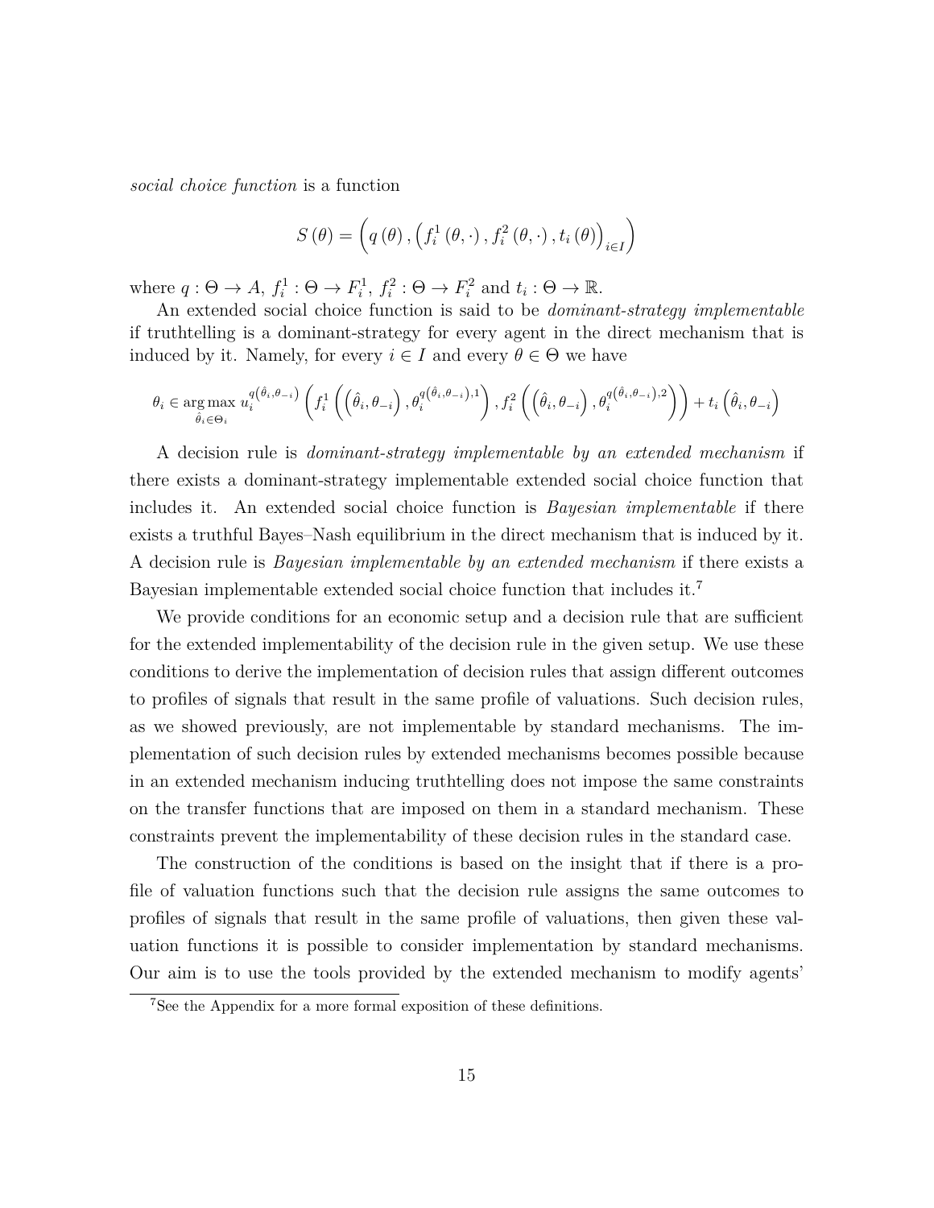*social choice function* is a function

$$S(\theta) = \left( q(\theta), \left( f_i^1(\theta, \cdot), f_i^2(\theta, \cdot), t_i(\theta) \right)_{i \in I} \right)$$

where $q : \Theta \to A$, $f_i^1 : \Theta \to F_i^1$, $f_i^2 : \Theta \to F_i^2$ and $t_i : \Theta \to \mathbb{R}$.

An extended social choice function is said to be *dominant-strategy implementable* if truthtelling is a dominant-strategy for every agent in the direct mechanism that is induced by it. Namely, for every $i \in I$ and every $\theta \in \Theta$ we have

$$\theta_i \in \underset{\hat{\theta}_i \in \Theta_i}{\arg\max}\, u_i^{q\left(\hat{\theta}_i, \theta_{-i}\right)} \left( f_i^1 \left( \left(\hat{\theta}_i, \theta_{-i}\right), \theta_i^{q\left(\hat{\theta}_i, \theta_{-i}\right), 1} \right), f_i^2 \left( \left(\hat{\theta}_i, \theta_{-i}\right), \theta_i^{q\left(\hat{\theta}_i, \theta_{-i}\right), 2} \right) \right) + t_i \left(\hat{\theta}_i, \theta_{-i}\right)$$

A decision rule is *dominant-strategy implementable by an extended mechanism* if there exists a dominant-strategy implementable extended social choice function that includes it. An extended social choice function is *Bayesian implementable* if there exists a truthful Bayes–Nash equilibrium in the direct mechanism that is induced by it. A decision rule is *Bayesian implementable by an extended mechanism* if there exists a Bayesian implementable extended social choice function that includes it.[7]

We provide conditions for an economic setup and a decision rule that are sufficient for the extended implementability of the decision rule in the given setup. We use these conditions to derive the implementation of decision rules that assign different outcomes to profiles of signals that result in the same profile of valuations. Such decision rules, as we showed previously, are not implementable by standard mechanisms. The implementation of such decision rules by extended mechanisms becomes possible because in an extended mechanism inducing truthtelling does not impose the same constraints on the transfer functions that are imposed on them in a standard mechanism. These constraints prevent the implementability of these decision rules in the standard case.

The construction of the conditions is based on the insight that if there is a profile of valuation functions such that the decision rule assigns the same outcomes to profiles of signals that result in the same profile of valuations, then given these valuation functions it is possible to consider implementation by standard mechanisms. Our aim is to use the tools provided by the extended mechanism to modify agents'

[7] See the Appendix for a more formal exposition of these definitions.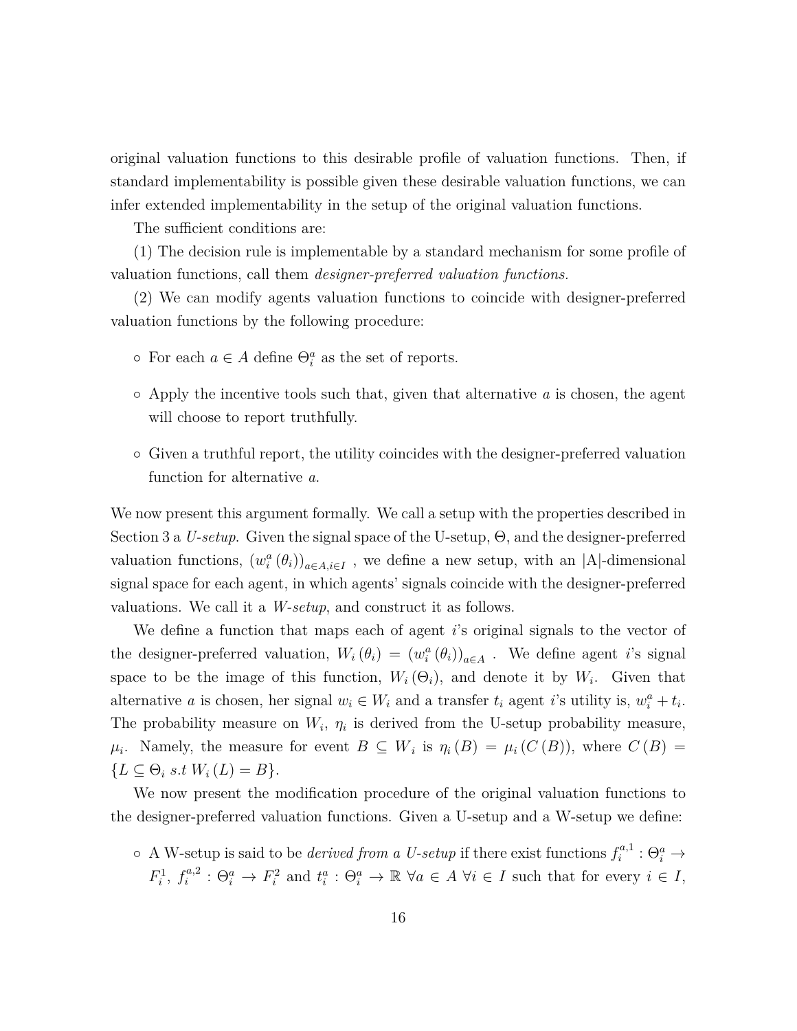original valuation functions to this desirable profile of valuation functions. Then, if standard implementability is possible given these desirable valuation functions, we can infer extended implementability in the setup of the original valuation functions.

The sufficient conditions are:

(1) The decision rule is implementable by a standard mechanism for some profile of valuation functions, call them *designer-preferred valuation functions.*

(2) We can modify agents valuation functions to coincide with designer-preferred valuation functions by the following procedure:

- For each $a \in A$ define $\Theta_i^a$ as the set of reports.
- Apply the incentive tools such that, given that alternative $a$ is chosen, the agent will choose to report truthfully.
- Given a truthful report, the utility coincides with the designer-preferred valuation function for alternative $a$.

We now present this argument formally. We call a setup with the properties described in Section 3 a *U-setup.* Given the signal space of the U-setup, $\Theta$, and the designer-preferred valuation functions, $(w_i^a(\theta_i))_{a \in A, i \in I}$ , we define a new setup, with an |A|-dimensional signal space for each agent, in which agents' signals coincide with the designer-preferred valuations. We call it a *W-setup*, and construct it as follows.

We define a function that maps each of agent $i$'s original signals to the vector of the designer-preferred valuation, $W_i(\theta_i) = (w_i^a(\theta_i))_{a \in A}$ . We define agent $i$'s signal space to be the image of this function, $W_i(\Theta_i)$, and denote it by $W_i$. Given that alternative $a$ is chosen, her signal $w_i \in W_i$ and a transfer $t_i$ agent $i$'s utility is, $w_i^a + t_i$. The probability measure on $W_i$, $\eta_i$ is derived from the U-setup probability measure, $\mu_i$. Namely, the measure for event $B \subseteq W_i$ is $\eta_i(B) = \mu_i(C(B))$, where $C(B) = \{L \subseteq \Theta_i \ s.t \ W_i(L) = B\}$.

We now present the modification procedure of the original valuation functions to the designer-preferred valuation functions. Given a U-setup and a W-setup we define:

- A W-setup is said to be *derived from a U-setup* if there exist functions $f_i^{a,1} : \Theta_i^a \to F_i^1$, $f_i^{a,2} : \Theta_i^a \to F_i^2$ and $t_i^a : \Theta_i^a \to \mathbb{R}$ $\forall a \in A$ $\forall i \in I$ such that for every $i \in I$,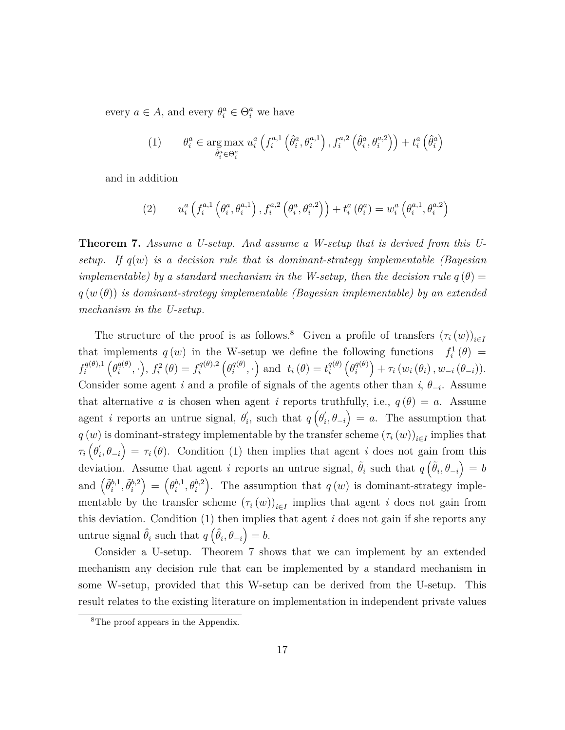every $a \in A$, and every $\theta_i^a \in \Theta_i^a$ we have

$$(1) \qquad \theta_i^a \in \arg\max_{\hat{\theta}_i^a \in \Theta_i^a} u_i^a \left( f_i^{a,1}\left(\hat{\theta}_i^a, \theta_i^{a,1}\right), f_i^{a,2}\left(\hat{\theta}_i^a, \theta_i^{a,2}\right)\right) + t_i^a\left(\hat{\theta}_i^a\right)$$

and in addition

$$(2) \qquad u_i^a \left( f_i^{a,1}\left(\theta_i^a, \theta_i^{a,1}\right), f_i^{a,2}\left(\theta_i^a, \theta_i^{a,2}\right)\right) + t_i^a\left(\theta_i^a\right) = w_i^a\left(\theta_i^{a,1}, \theta_i^{a,2}\right)$$

**Theorem 7.** *Assume a U-setup. And assume a W-setup that is derived from this U-setup. If $q(w)$ is a decision rule that is dominant-strategy implementable (Bayesian implementable) by a standard mechanism in the W-setup, then the decision rule $q(\theta) = q(w(\theta))$ is dominant-strategy implementable (Bayesian implementable) by an extended mechanism in the U-setup.*

The structure of the proof is as follows.[8] Given a profile of transfers $(\tau_i(w))_{i \in I}$ that implements $q(w)$ in the W-setup we define the following functions $f_i^1(\theta) = f_i^{q(\theta),1}\left(\theta_i^{q(\theta)}, \cdot\right)$, $f_i^2(\theta) = f_i^{q(\theta),2}\left(\theta_i^{q(\theta)}, \cdot\right)$ and $t_i(\theta) = t_i^{q(\theta)}\left(\theta_i^{q(\theta)}\right) + \tau_i\left(w_i(\theta_i), w_{-i}(\theta_{-i})\right)$. Consider some agent $i$ and a profile of signals of the agents other than $i$, $\theta_{-i}$. Assume that alternative $a$ is chosen when agent $i$ reports truthfully, i.e., $q(\theta) = a$. Assume agent $i$ reports an untrue signal, $\theta_i^{'}$, such that $q\left(\theta_i^{'}, \theta_{-i}\right) = a$. The assumption that $q(w)$ is dominant-strategy implementable by the transfer scheme $(\tau_i(w))_{i \in I}$ implies that $\tau_i\left(\theta_i^{'}, \theta_{-i}\right) = \tau_i(\theta)$. Condition (1) then implies that agent $i$ does not gain from this deviation. Assume that agent $i$ reports an untrue signal, $\tilde{\theta}_i$ such that $q\left(\tilde{\theta}_i, \theta_{-i}\right) = b$ and $\left(\tilde{\theta}_i^{b,1}, \tilde{\theta}_i^{b,2}\right) = \left(\theta_i^{b,1}, \theta_i^{b,2}\right)$. The assumption that $q(w)$ is dominant-strategy implementable by the transfer scheme $(\tau_i(w))_{i \in I}$ implies that agent $i$ does not gain from this deviation. Condition (1) then implies that agent $i$ does not gain if she reports any untrue signal $\hat{\theta}_i$ such that $q\left(\hat{\theta}_i, \theta_{-i}\right) = b$.

Consider a U-setup. Theorem 7 shows that we can implement by an extended mechanism any decision rule that can be implemented by a standard mechanism in some W-setup, provided that this W-setup can be derived from the U-setup. This result relates to the existing literature on implementation in independent private values

[8]The proof appears in the Appendix.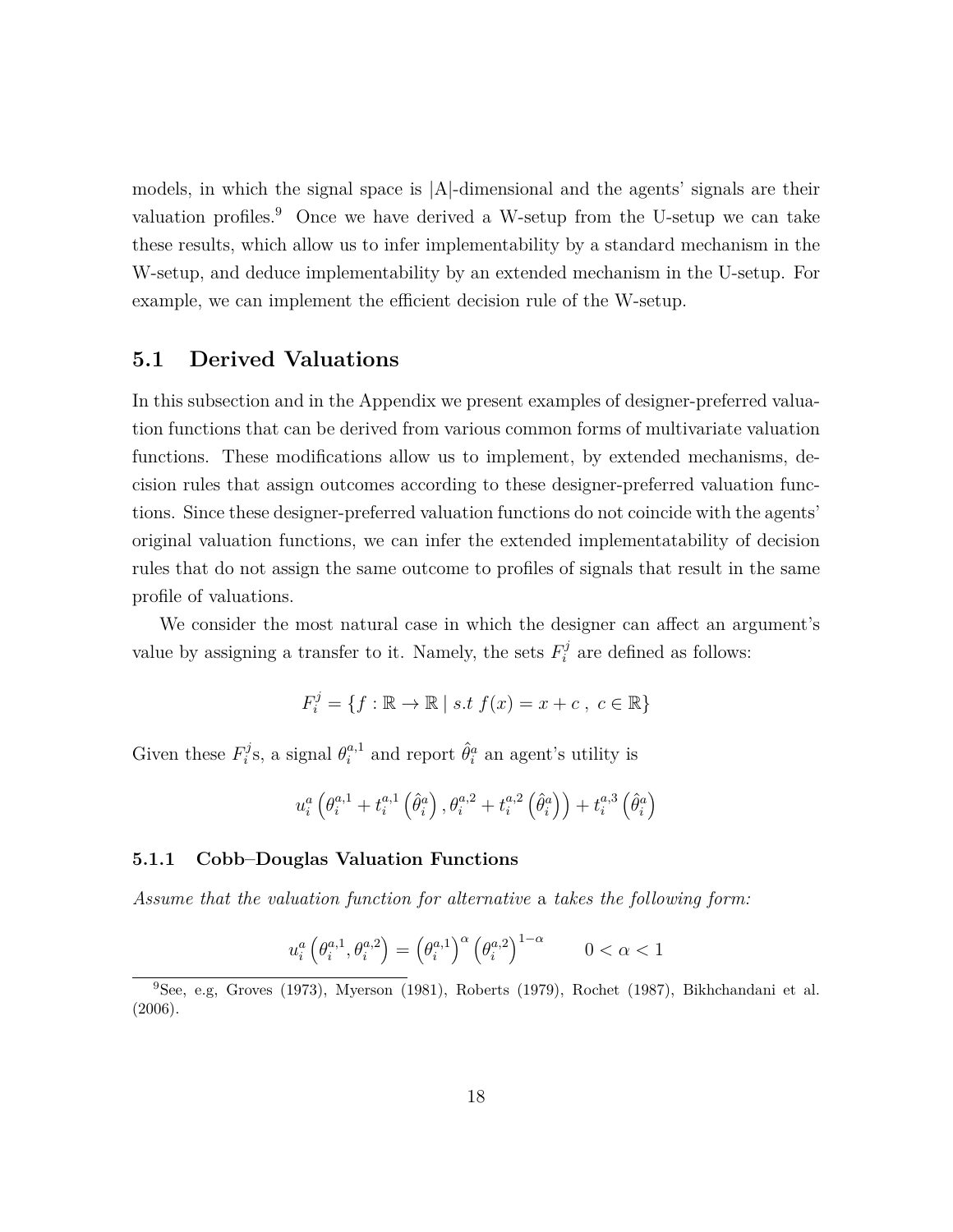models, in which the signal space is |A|-dimensional and the agents' signals are their valuation profiles.[9] Once we have derived a W-setup from the U-setup we can take these results, which allow us to infer implementability by a standard mechanism in the W-setup, and deduce implementability by an extended mechanism in the U-setup. For example, we can implement the efficient decision rule of the W-setup.

## 5.1 Derived Valuations

In this subsection and in the Appendix we present examples of designer-preferred valuation functions that can be derived from various common forms of multivariate valuation functions. These modifications allow us to implement, by extended mechanisms, decision rules that assign outcomes according to these designer-preferred valuation functions. Since these designer-preferred valuation functions do not coincide with the agents' original valuation functions, we can infer the extended implementatability of decision rules that do not assign the same outcome to profiles of signals that result in the same profile of valuations.

We consider the most natural case in which the designer can affect an argument's value by assigning a transfer to it. Namely, the sets $F_i^j$ are defined as follows:

$$F_i^j = \{f : \mathbb{R} \to \mathbb{R} \mid s.t \; f(x) = x + c \; , \; c \in \mathbb{R}\}$$

Given these $F_i^j$s, a signal $\theta_i^{a,1}$ and report $\hat{\theta}_i^a$ an agent's utility is

$$u_i^a \left( \theta_i^{a,1} + t_i^{a,1}\left(\hat{\theta}_i^a\right), \theta_i^{a,2} + t_i^{a,2}\left(\hat{\theta}_i^a\right) \right) + t_i^{a,3}\left(\hat{\theta}_i^a\right)$$

### 5.1.1 Cobb–Douglas Valuation Functions

*Assume that the valuation function for alternative* a *takes the following form:*

$$u_i^a \left( \theta_i^{a,1}, \theta_i^{a,2} \right) = \left( \theta_i^{a,1} \right)^{\alpha} \left( \theta_i^{a,2} \right)^{1-\alpha} \qquad 0 < \alpha < 1$$

[9] See, e.g, Groves (1973), Myerson (1981), Roberts (1979), Rochet (1987), Bikhchandani et al. (2006).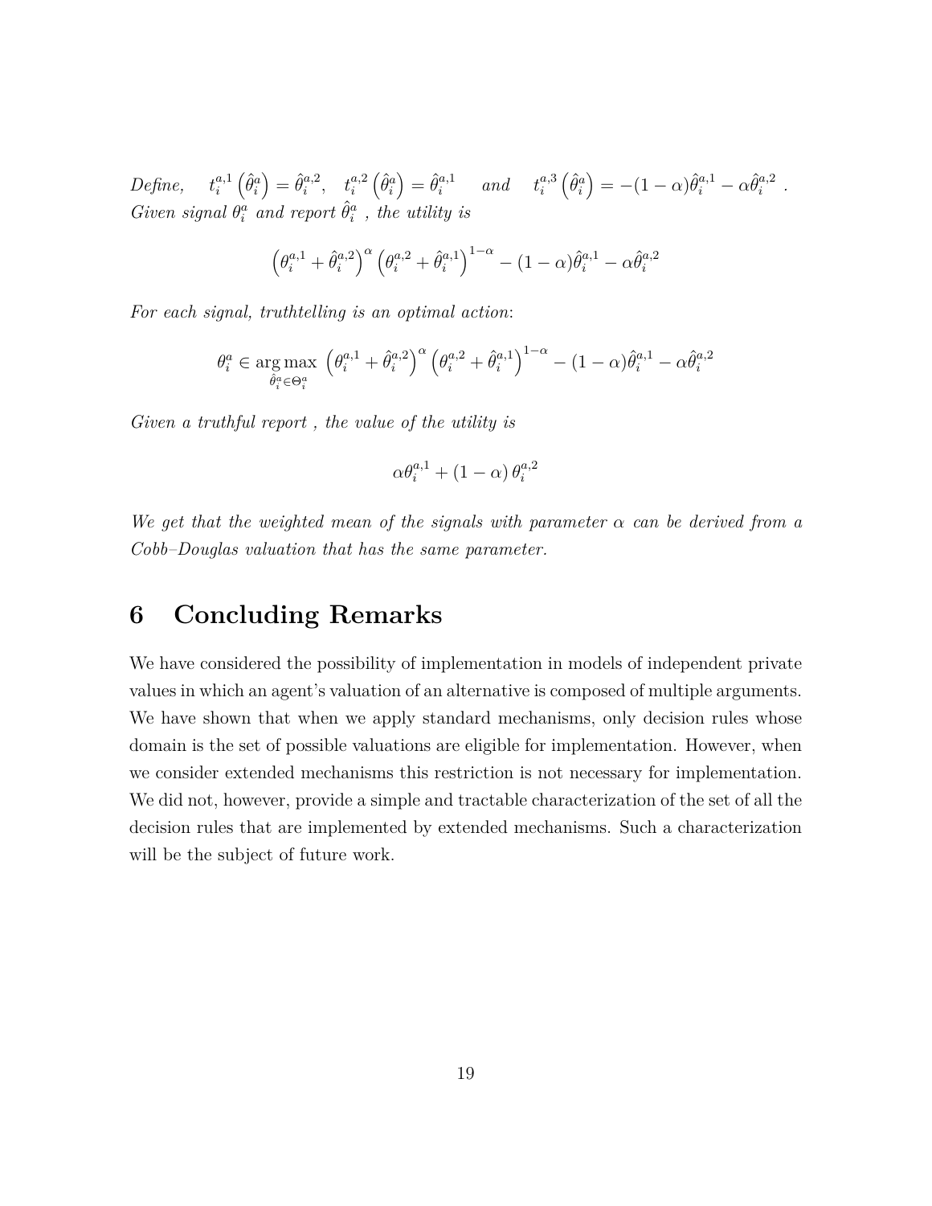*Define,* $\quad t_i^{a,1}\left(\hat{\theta}_i^a\right) = \hat{\theta}_i^{a,2}, \quad t_i^{a,2}\left(\hat{\theta}_i^a\right) = \hat{\theta}_i^{a,1} \quad$ *and* $\quad t_i^{a,3}\left(\hat{\theta}_i^a\right) = -(1-\alpha)\hat{\theta}_i^{a,1} - \alpha\hat{\theta}_i^{a,2}$ *.*
*Given signal* $\theta_i^a$ *and report* $\hat{\theta}_i^a$ *, the utility is*

$$\left(\theta_i^{a,1} + \hat{\theta}_i^{a,2}\right)^{\alpha}\left(\theta_i^{a,2} + \hat{\theta}_i^{a,1}\right)^{1-\alpha} - (1-\alpha)\hat{\theta}_i^{a,1} - \alpha\hat{\theta}_i^{a,2}$$

*For each signal, truthtelling is an optimal action*:

$$\theta_i^a \in \underset{\hat{\theta}_i^a \in \Theta_i^a}{\arg\max}\ \left(\theta_i^{a,1} + \hat{\theta}_i^{a,2}\right)^{\alpha}\left(\theta_i^{a,2} + \hat{\theta}_i^{a,1}\right)^{1-\alpha} - (1-\alpha)\hat{\theta}_i^{a,1} - \alpha\hat{\theta}_i^{a,2}$$

*Given a truthful report , the value of the utility is*

$$\alpha\theta_i^{a,1} + (1-\alpha)\,\theta_i^{a,2}$$

*We get that the weighted mean of the signals with parameter* $\alpha$ *can be derived from a Cobb–Douglas valuation that has the same parameter.*

# 6 Concluding Remarks

We have considered the possibility of implementation in models of independent private values in which an agent's valuation of an alternative is composed of multiple arguments. We have shown that when we apply standard mechanisms, only decision rules whose domain is the set of possible valuations are eligible for implementation. However, when we consider extended mechanisms this restriction is not necessary for implementation. We did not, however, provide a simple and tractable characterization of the set of all the decision rules that are implemented by extended mechanisms. Such a characterization will be the subject of future work.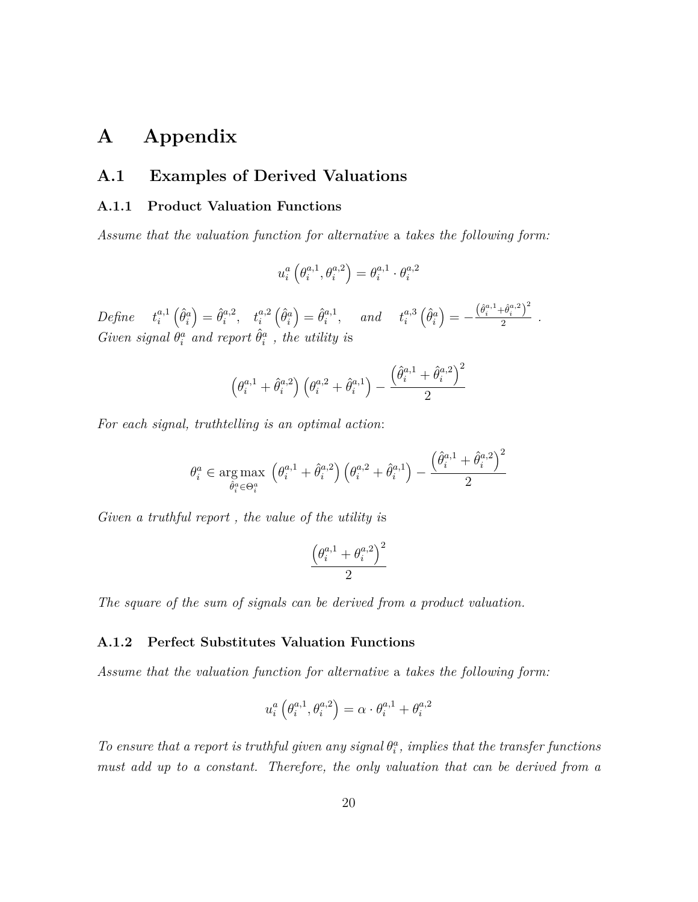# A Appendix

## A.1 Examples of Derived Valuations

### A.1.1 Product Valuation Functions

*Assume that the valuation function for alternative* a *takes the following form:*

$$u_i^a\left(\theta_i^{a,1}, \theta_i^{a,2}\right) = \theta_i^{a,1} \cdot \theta_i^{a,2}$$

*Define* $t_i^{a,1}\left(\hat{\theta}_i^a\right) = \hat{\theta}_i^{a,2}$, $t_i^{a,2}\left(\hat{\theta}_i^a\right) = \hat{\theta}_i^{a,1}$, *and* $t_i^{a,3}\left(\hat{\theta}_i^a\right) = -\frac{\left(\hat{\theta}_i^{a,1}+\hat{\theta}_i^{a,2}\right)^2}{2}$ *.*
*Given signal* $\theta_i^a$ *and report* $\hat{\theta}_i^a$ *, the utility is*

$$\left(\theta_i^{a,1} + \hat{\theta}_i^{a,2}\right)\left(\theta_i^{a,2} + \hat{\theta}_i^{a,1}\right) - \frac{\left(\hat{\theta}_i^{a,1} + \hat{\theta}_i^{a,2}\right)^2}{2}$$

*For each signal, truthtelling is an optimal action*:

$$\theta_i^a \in \underset{\hat{\theta}_i^a \in \Theta_i^a}{\arg\max} \left(\theta_i^{a,1} + \hat{\theta}_i^{a,2}\right)\left(\theta_i^{a,2} + \hat{\theta}_i^{a,1}\right) - \frac{\left(\hat{\theta}_i^{a,1} + \hat{\theta}_i^{a,2}\right)^2}{2}$$

*Given a truthful report , the value of the utility is*

$$\frac{\left(\theta_i^{a,1} + \theta_i^{a,2}\right)^2}{2}$$

*The square of the sum of signals can be derived from a product valuation.*

### A.1.2 Perfect Substitutes Valuation Functions

*Assume that the valuation function for alternative* a *takes the following form:*

$$u_i^a\left(\theta_i^{a,1}, \theta_i^{a,2}\right) = \alpha \cdot \theta_i^{a,1} + \theta_i^{a,2}$$

*To ensure that a report is truthful given any signal* $\theta_i^a$*, implies that the transfer functions must add up to a constant. Therefore, the only valuation that can be derived from a*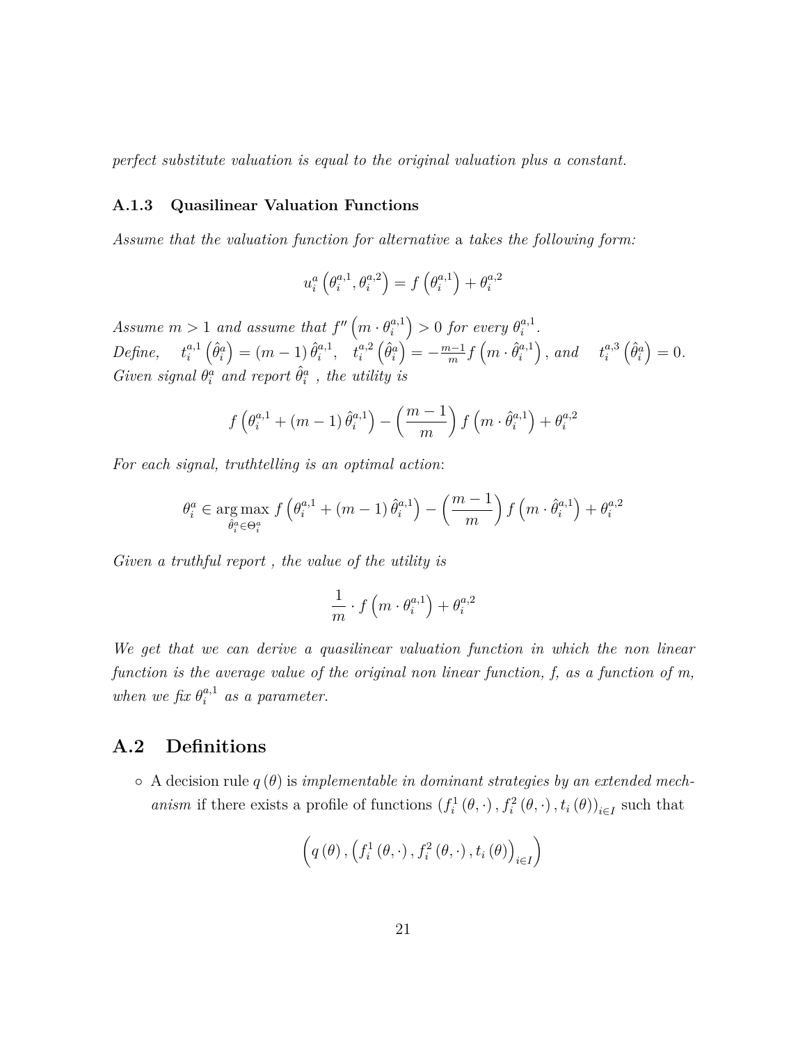*perfect substitute valuation is equal to the original valuation plus a constant.*

### A.1.3 Quasilinear Valuation Functions

*Assume that the valuation function for alternative* a *takes the following form:*

$$u_i^a\left(\theta_i^{a,1},\theta_i^{a,2}\right)=f\left(\theta_i^{a,1}\right)+\theta_i^{a,2}$$

*Assume $m>1$ and assume that $f''\left(m\cdot\theta_i^{a,1}\right)>0$ for every $\theta_i^{a,1}$.*
*Define,* $\quad t_i^{a,1}\left(\hat{\theta}_i^a\right)=(m-1)\,\hat{\theta}_i^{a,1},\quad t_i^{a,2}\left(\hat{\theta}_i^a\right)=-\frac{m-1}{m}f\left(m\cdot\hat{\theta}_i^{a,1}\right),$ *and* $\quad t_i^{a,3}\left(\hat{\theta}_i^a\right)=0.$
*Given signal $\theta_i^a$ and report $\hat{\theta}_i^a$ , the utility is*

$$f\left(\theta_i^{a,1}+(m-1)\,\hat{\theta}_i^{a,1}\right)-\left(\frac{m-1}{m}\right)f\left(m\cdot\hat{\theta}_i^{a,1}\right)+\theta_i^{a,2}$$

*For each signal, truthtelling is an optimal action*:

$$\theta_i^a\in\underset{\hat{\theta}_i^a\in\Theta_i^a}{\arg\max}\; f\left(\theta_i^{a,1}+(m-1)\,\hat{\theta}_i^{a,1}\right)-\left(\frac{m-1}{m}\right)f\left(m\cdot\hat{\theta}_i^{a,1}\right)+\theta_i^{a,2}$$

*Given a truthful report , the value of the utility is*

$$\frac{1}{m}\cdot f\left(m\cdot\theta_i^{a,1}\right)+\theta_i^{a,2}$$

*We get that we can derive a quasilinear valuation function in which the non linear function is the average value of the original non linear function, f, as a function of m, when we fix $\theta_i^{a,1}$ as a parameter.*

## A.2 Definitions

- A decision rule $q(\theta)$ is *implementable in dominant strategies by an extended mechanism* if there exists a profile of functions $\left(f_i^1(\theta,\cdot),f_i^2(\theta,\cdot),t_i(\theta)\right)_{i\in I}$ such that

$$\left(q(\theta),\left(f_i^1(\theta,\cdot),f_i^2(\theta,\cdot),t_i(\theta)\right)_{i\in I}\right)$$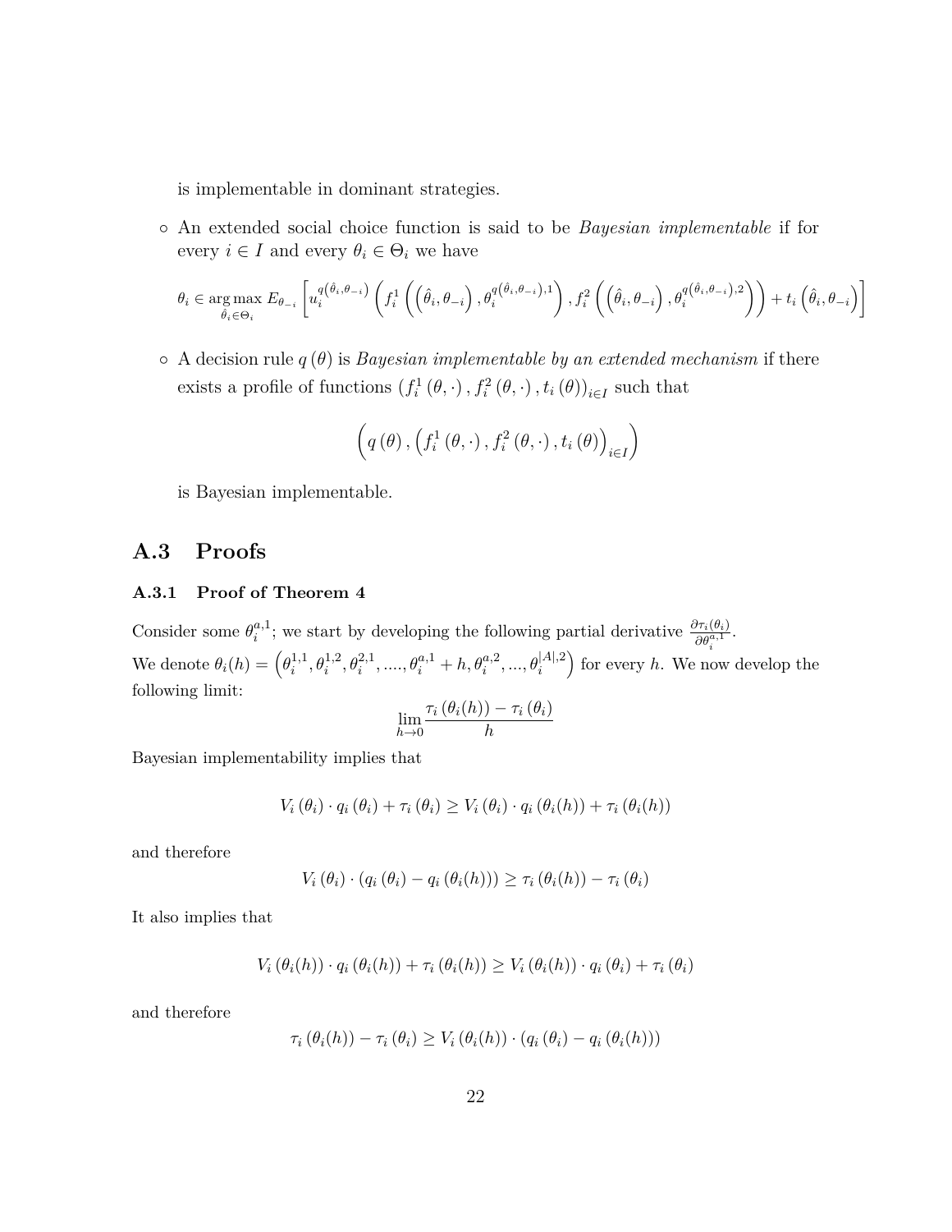is implementable in dominant strategies.

- An extended social choice function is said to be *Bayesian implementable* if for every $i \in I$ and every $\theta_i \in \Theta_i$ we have

$$\theta_i \in \underset{\hat{\theta}_i \in \Theta_i}{\arg\max}\, E_{\theta_{-i}} \left[ u_i^{q\left(\hat{\theta}_i, \theta_{-i}\right)} \left( f_i^1 \left( \left(\hat{\theta}_i, \theta_{-i}\right), \theta_i^{q\left(\hat{\theta}_i, \theta_{-i}\right),1} \right), f_i^2 \left( \left(\hat{\theta}_i, \theta_{-i}\right), \theta_i^{q\left(\hat{\theta}_i, \theta_{-i}\right),2} \right) \right) + t_i \left(\hat{\theta}_i, \theta_{-i}\right) \right]$$

- A decision rule $q(\theta)$ is *Bayesian implementable by an extended mechanism* if there exists a profile of functions $\left(f_i^1(\theta, \cdot), f_i^2(\theta, \cdot), t_i(\theta)\right)_{i \in I}$ such that

$$\left( q(\theta), \left( f_i^1(\theta, \cdot), f_i^2(\theta, \cdot), t_i(\theta) \right)_{i \in I} \right)$$

is Bayesian implementable.

## A.3 Proofs

### A.3.1 Proof of Theorem 4

Consider some $\theta_i^{a,1}$; we start by developing the following partial derivative $\frac{\partial \tau_i(\theta_i)}{\partial \theta_i^{a,1}}$.

We denote $\theta_i(h) = \left(\theta_i^{1,1}, \theta_i^{1,2}, \theta_i^{2,1}, ...., \theta_i^{a,1} + h, \theta_i^{a,2}, ..., \theta_i^{|A|,2}\right)$ for every $h$. We now develop the following limit:

$$\lim_{h \to 0} \frac{\tau_i(\theta_i(h)) - \tau_i(\theta_i)}{h}$$

Bayesian implementability implies that

$$V_i(\theta_i) \cdot q_i(\theta_i) + \tau_i(\theta_i) \geq V_i(\theta_i) \cdot q_i(\theta_i(h)) + \tau_i(\theta_i(h))$$

and therefore

$$V_i(\theta_i) \cdot (q_i(\theta_i) - q_i(\theta_i(h))) \geq \tau_i(\theta_i(h)) - \tau_i(\theta_i)$$

It also implies that

$$V_i(\theta_i(h)) \cdot q_i(\theta_i(h)) + \tau_i(\theta_i(h)) \geq V_i(\theta_i(h)) \cdot q_i(\theta_i) + \tau_i(\theta_i)$$

and therefore

$$\tau_i(\theta_i(h)) - \tau_i(\theta_i) \geq V_i(\theta_i(h)) \cdot (q_i(\theta_i) - q_i(\theta_i(h)))$$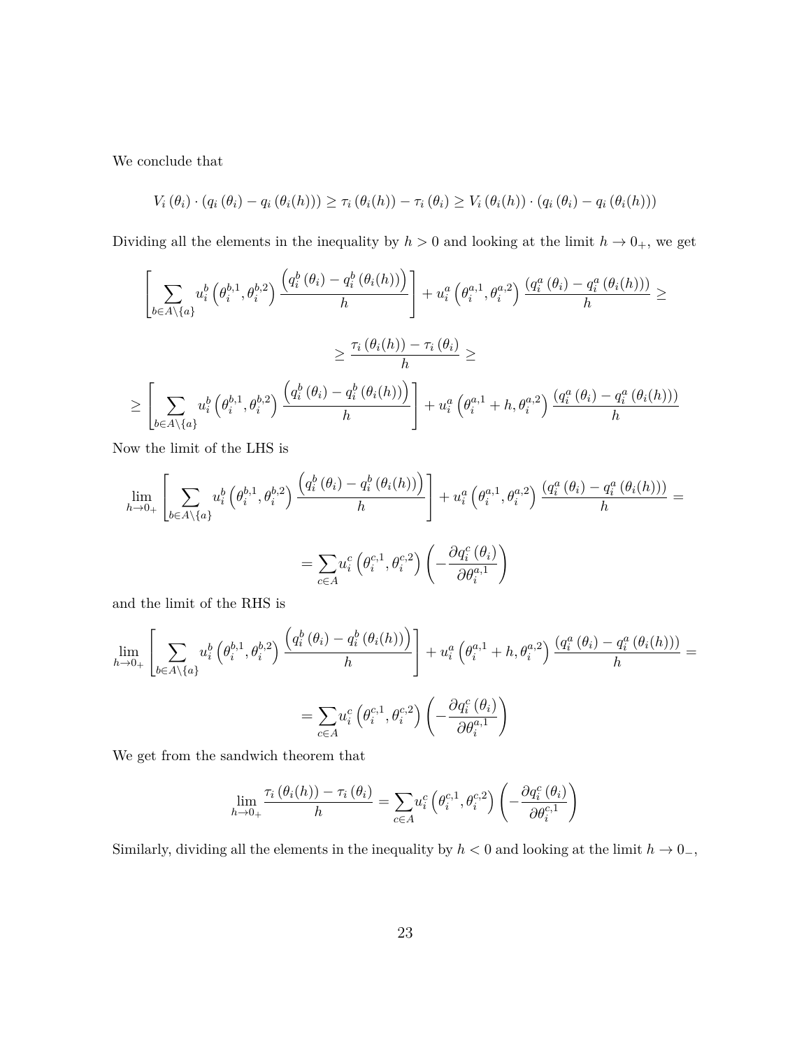We conclude that

$$V_i(\theta_i) \cdot (q_i(\theta_i) - q_i(\theta_i(h))) \geq \tau_i(\theta_i(h)) - \tau_i(\theta_i) \geq V_i(\theta_i(h)) \cdot (q_i(\theta_i) - q_i(\theta_i(h)))$$

Dividing all the elements in the inequality by $h > 0$ and looking at the limit $h \to 0_+$, we get

$$\left[\sum_{b \in A \setminus \{a\}} u_i^b\left(\theta_i^{b,1}, \theta_i^{b,2}\right) \frac{\left(q_i^b(\theta_i) - q_i^b(\theta_i(h))\right)}{h}\right] + u_i^a\left(\theta_i^{a,1}, \theta_i^{a,2}\right) \frac{\left(q_i^a(\theta_i) - q_i^a(\theta_i(h))\right)}{h} \geq$$

$$\geq \frac{\tau_i(\theta_i(h)) - \tau_i(\theta_i)}{h} \geq$$

$$\geq \left[\sum_{b \in A \setminus \{a\}} u_i^b\left(\theta_i^{b,1}, \theta_i^{b,2}\right) \frac{\left(q_i^b(\theta_i) - q_i^b(\theta_i(h))\right)}{h}\right] + u_i^a\left(\theta_i^{a,1} + h, \theta_i^{a,2}\right) \frac{\left(q_i^a(\theta_i) - q_i^a(\theta_i(h))\right)}{h}$$

Now the limit of the LHS is

$$\lim_{h \to 0_+} \left[\sum_{b \in A \setminus \{a\}} u_i^b\left(\theta_i^{b,1}, \theta_i^{b,2}\right) \frac{\left(q_i^b(\theta_i) - q_i^b(\theta_i(h))\right)}{h}\right] + u_i^a\left(\theta_i^{a,1}, \theta_i^{a,2}\right) \frac{\left(q_i^a(\theta_i) - q_i^a(\theta_i(h))\right)}{h} =$$

$$= \sum_{c \in A} u_i^c\left(\theta_i^{c,1}, \theta_i^{c,2}\right) \left(-\frac{\partial q_i^c(\theta_i)}{\partial \theta_i^{a,1}}\right)$$

and the limit of the RHS is

$$\lim_{h \to 0_+} \left[\sum_{b \in A \setminus \{a\}} u_i^b\left(\theta_i^{b,1}, \theta_i^{b,2}\right) \frac{\left(q_i^b(\theta_i) - q_i^b(\theta_i(h))\right)}{h}\right] + u_i^a\left(\theta_i^{a,1} + h, \theta_i^{a,2}\right) \frac{\left(q_i^a(\theta_i) - q_i^a(\theta_i(h))\right)}{h} =$$

$$= \sum_{c \in A} u_i^c\left(\theta_i^{c,1}, \theta_i^{c,2}\right) \left(-\frac{\partial q_i^c(\theta_i)}{\partial \theta_i^{a,1}}\right)$$

We get from the sandwich theorem that

$$\lim_{h \to 0_+} \frac{\tau_i(\theta_i(h)) - \tau_i(\theta_i)}{h} = \sum_{c \in A} u_i^c\left(\theta_i^{c,1}, \theta_i^{c,2}\right) \left(-\frac{\partial q_i^c(\theta_i)}{\partial \theta_i^{c,1}}\right)$$

Similarly, dividing all the elements in the inequality by $h < 0$ and looking at the limit $h \to 0_-$,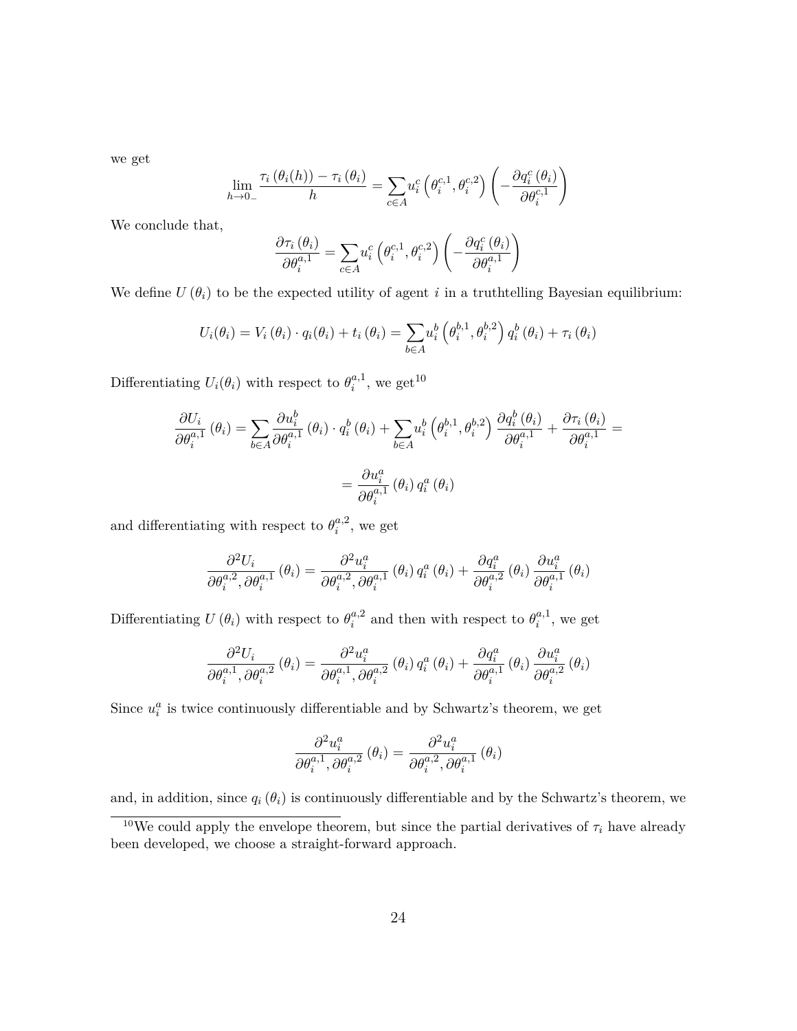we get

$$\lim_{h\to 0_-} \frac{\tau_i\left(\theta_i(h)\right)-\tau_i\left(\theta_i\right)}{h} = \sum_{c\in A} u_i^c\left(\theta_i^{c,1},\theta_i^{c,2}\right)\left(-\frac{\partial q_i^c\left(\theta_i\right)}{\partial \theta_i^{c,1}}\right)$$

We conclude that,

$$\frac{\partial \tau_i\left(\theta_i\right)}{\partial \theta_i^{a,1}} = \sum_{c\in A} u_i^c\left(\theta_i^{c,1},\theta_i^{c,2}\right)\left(-\frac{\partial q_i^c\left(\theta_i\right)}{\partial \theta_i^{a,1}}\right)$$

We define $U\left(\theta_i\right)$ to be the expected utility of agent $i$ in a truthtelling Bayesian equilibrium:

$$U_i(\theta_i) = V_i\left(\theta_i\right)\cdot q_i(\theta_i) + t_i\left(\theta_i\right) = \sum_{b\in A} u_i^b\left(\theta_i^{b,1},\theta_i^{b,2}\right) q_i^b\left(\theta_i\right) + \tau_i\left(\theta_i\right)$$

Differentiating $U_i(\theta_i)$ with respect to $\theta_i^{a,1}$, we get[10]

$$\frac{\partial U_i}{\partial \theta_i^{a,1}}\left(\theta_i\right) = \sum_{b\in A} \frac{\partial u_i^b}{\partial \theta_i^{a,1}}\left(\theta_i\right)\cdot q_i^b\left(\theta_i\right) + \sum_{b\in A} u_i^b\left(\theta_i^{b,1},\theta_i^{b,2}\right)\frac{\partial q_i^b\left(\theta_i\right)}{\partial \theta_i^{a,1}} + \frac{\partial \tau_i\left(\theta_i\right)}{\partial \theta_i^{a,1}} =$$

$$= \frac{\partial u_i^a}{\partial \theta_i^{a,1}}\left(\theta_i\right) q_i^a\left(\theta_i\right)$$

and differentiating with respect to $\theta_i^{a,2}$, we get

$$\frac{\partial^2 U_i}{\partial \theta_i^{a,2},\partial \theta_i^{a,1}}\left(\theta_i\right) = \frac{\partial^2 u_i^a}{\partial \theta_i^{a,2},\partial \theta_i^{a,1}}\left(\theta_i\right) q_i^a\left(\theta_i\right) + \frac{\partial q_i^a}{\partial \theta_i^{a,2}}\left(\theta_i\right)\frac{\partial u_i^a}{\partial \theta_i^{a,1}}\left(\theta_i\right)$$

Differentiating $U\left(\theta_i\right)$ with respect to $\theta_i^{a,2}$ and then with respect to $\theta_i^{a,1}$, we get

$$\frac{\partial^2 U_i}{\partial \theta_i^{a,1},\partial \theta_i^{a,2}}\left(\theta_i\right) = \frac{\partial^2 u_i^a}{\partial \theta_i^{a,1},\partial \theta_i^{a,2}}\left(\theta_i\right) q_i^a\left(\theta_i\right) + \frac{\partial q_i^a}{\partial \theta_i^{a,1}}\left(\theta_i\right)\frac{\partial u_i^a}{\partial \theta_i^{a,2}}\left(\theta_i\right)$$

Since $u_i^a$ is twice continuously differentiable and by Schwartz's theorem, we get

$$\frac{\partial^2 u_i^a}{\partial \theta_i^{a,1},\partial \theta_i^{a,2}}\left(\theta_i\right) = \frac{\partial^2 u_i^a}{\partial \theta_i^{a,2},\partial \theta_i^{a,1}}\left(\theta_i\right)$$

and, in addition, since $q_i\left(\theta_i\right)$ is continuously differentiable and by the Schwartz's theorem, we

[10] We could apply the envelope theorem, but since the partial derivatives of $\tau_i$ have already been developed, we choose a straight-forward approach.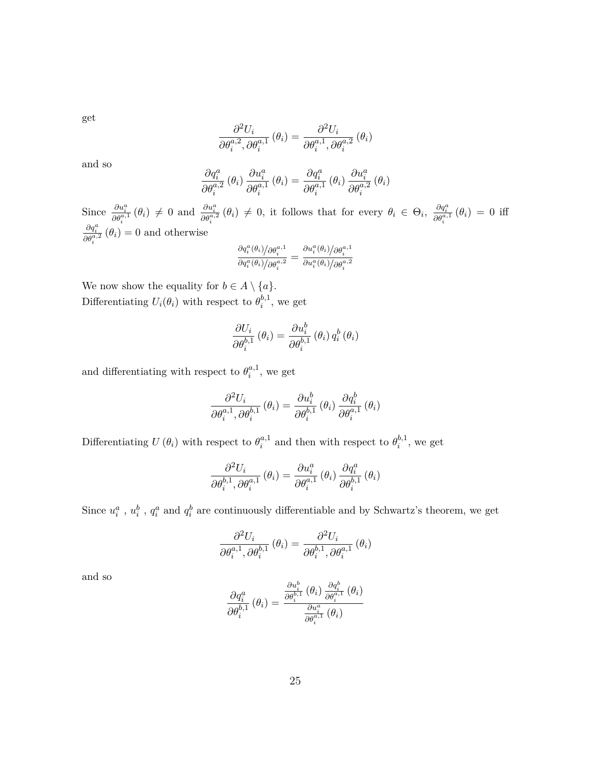get

$$\frac{\partial^2 U_i}{\partial\theta_i^{a,2},\partial\theta_i^{a,1}}\left(\theta_i\right)=\frac{\partial^2 U_i}{\partial\theta_i^{a,1},\partial\theta_i^{a,2}}\left(\theta_i\right)$$

and so

$$\frac{\partial q_i^a}{\partial\theta_i^{a,2}}\left(\theta_i\right)\frac{\partial u_i^a}{\partial\theta_i^{a,1}}\left(\theta_i\right)=\frac{\partial q_i^a}{\partial\theta_i^{a,1}}\left(\theta_i\right)\frac{\partial u_i^a}{\partial\theta_i^{a,2}}\left(\theta_i\right)$$

Since $\frac{\partial u_i^a}{\partial\theta_i^{a,1}}\left(\theta_i\right)\neq 0$ and $\frac{\partial u_i^a}{\partial\theta_i^{a,2}}\left(\theta_i\right)\neq 0$, it follows that for every $\theta_i\in\Theta_i$, $\frac{\partial q_i^a}{\partial\theta_i^{a,1}}\left(\theta_i\right)=0$ iff $\frac{\partial q_i^a}{\partial\theta_i^{a,2}}\left(\theta_i\right)=0$ and otherwise

$$\frac{\partial q_i^a(\theta_i)/\partial\theta_i^{a,1}}{\partial q_i^a(\theta_i)/\partial\theta_i^{a,2}}=\frac{\partial u_i^a(\theta_i)/\partial\theta_i^{a,1}}{\partial u_i^a(\theta_i)/\partial\theta_i^{a,2}}$$

We now show the equality for $b\in A\setminus\{a\}$.
Differentiating $U_i(\theta_i)$ with respect to $\theta_i^{b,1}$, we get

$$\frac{\partial U_i}{\partial\theta_i^{b,1}}\left(\theta_i\right)=\frac{\partial u_i^b}{\partial\theta_i^{b,1}}\left(\theta_i\right)q_i^b\left(\theta_i\right)$$

and differentiating with respect to $\theta_i^{a,1}$, we get

$$\frac{\partial^2 U_i}{\partial\theta_i^{a,1},\partial\theta_i^{b,1}}\left(\theta_i\right)=\frac{\partial u_i^b}{\partial\theta_i^{b,1}}\left(\theta_i\right)\frac{\partial q_i^b}{\partial\theta_i^{a,1}}\left(\theta_i\right)$$

Differentiating $U\left(\theta_i\right)$ with respect to $\theta_i^{a,1}$ and then with respect to $\theta_i^{b,1}$, we get

$$\frac{\partial^2 U_i}{\partial\theta_i^{b,1},\partial\theta_i^{a,1}}\left(\theta_i\right)=\frac{\partial u_i^a}{\partial\theta_i^{a,1}}\left(\theta_i\right)\frac{\partial q_i^a}{\partial\theta_i^{b,1}}\left(\theta_i\right)$$

Since $u_i^a$ , $u_i^b$ , $q_i^a$ and $q_i^b$ are continuously differentiable and by Schwartz's theorem, we get

$$\frac{\partial^2 U_i}{\partial\theta_i^{a,1},\partial\theta_i^{b,1}}\left(\theta_i\right)=\frac{\partial^2 U_i}{\partial\theta_i^{b,1},\partial\theta_i^{a,1}}\left(\theta_i\right)$$

and so

$$\frac{\partial q_i^a}{\partial\theta_i^{b,1}}\left(\theta_i\right)=\frac{\frac{\partial u_i^b}{\partial\theta_i^{b,1}}\left(\theta_i\right)\frac{\partial q_i^b}{\partial\theta_i^{a,1}}\left(\theta_i\right)}{\frac{\partial u_i^a}{\partial\theta_i^{a,1}}\left(\theta_i\right)}$$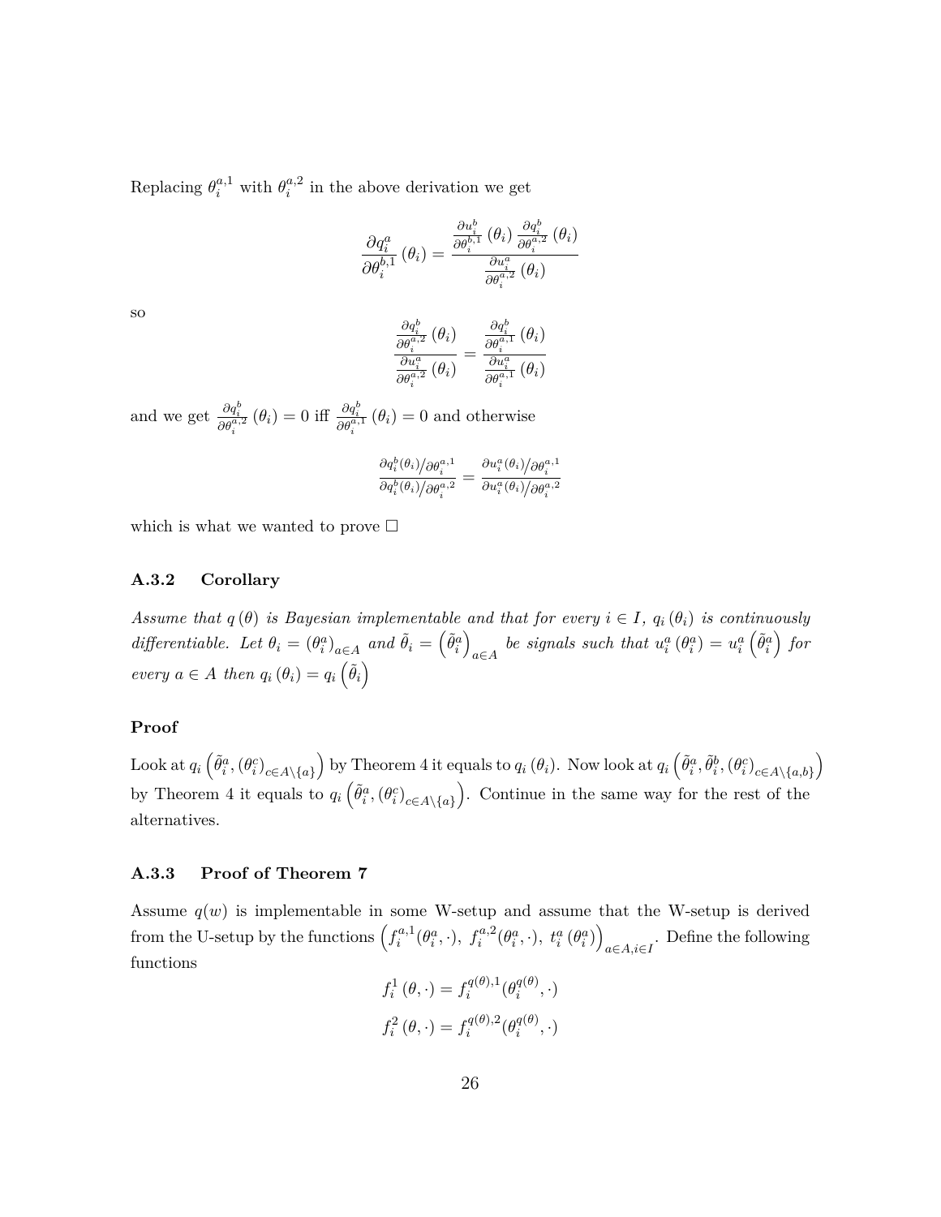Replacing $\theta_i^{a,1}$ with $\theta_i^{a,2}$ in the above derivation we get

$$\frac{\partial q_i^a}{\partial \theta_i^{b,1}}(\theta_i) = \frac{\frac{\partial u_i^b}{\partial \theta_i^{b,1}}(\theta_i)\,\frac{\partial q_i^b}{\partial \theta_i^{a,2}}(\theta_i)}{\frac{\partial u_i^a}{\partial \theta_i^{a,2}}(\theta_i)}$$

so

$$\frac{\frac{\partial q_i^b}{\partial \theta_i^{a,2}}(\theta_i)}{\frac{\partial u_i^a}{\partial \theta_i^{a,2}}(\theta_i)} = \frac{\frac{\partial q_i^b}{\partial \theta_i^{a,1}}(\theta_i)}{\frac{\partial u_i^a}{\partial \theta_i^{a,1}}(\theta_i)}$$

and we get $\frac{\partial q_i^b}{\partial \theta_i^{a,2}}(\theta_i) = 0$ iff $\frac{\partial q_i^b}{\partial \theta_i^{a,1}}(\theta_i) = 0$ and otherwise

$$\frac{\partial q_i^b(\theta_i)/\partial \theta_i^{a,1}}{\partial q_i^b(\theta_i)/\partial \theta_i^{a,2}} = \frac{\partial u_i^a(\theta_i)/\partial \theta_i^{a,1}}{\partial u_i^a(\theta_i)/\partial \theta_i^{a,2}}$$

which is what we wanted to prove $\square$

### A.3.2 Corollary

*Assume that $q(\theta)$ is Bayesian implementable and that for every $i \in I$, $q_i(\theta_i)$ is continuously differentiable. Let $\theta_i = (\theta_i^a)_{a\in A}$ and $\tilde{\theta}_i = \left(\tilde{\theta}_i^a\right)_{a\in A}$ be signals such that $u_i^a(\theta_i^a) = u_i^a\left(\tilde{\theta}_i^a\right)$ for every $a \in A$ then $q_i(\theta_i) = q_i\left(\tilde{\theta}_i\right)$*

#### Proof

Look at $q_i\left(\tilde{\theta}_i^a, (\theta_i^c)_{c\in A\setminus\{a\}}\right)$ by Theorem 4 it equals to $q_i(\theta_i)$. Now look at $q_i\left(\tilde{\theta}_i^a, \tilde{\theta}_i^b, (\theta_i^c)_{c\in A\setminus\{a,b\}}\right)$ by Theorem 4 it equals to $q_i\left(\tilde{\theta}_i^a, (\theta_i^c)_{c\in A\setminus\{a\}}\right)$. Continue in the same way for the rest of the alternatives.

### A.3.3 Proof of Theorem 7

Assume $q(w)$ is implementable in some W-setup and assume that the W-setup is derived from the U-setup by the functions $\left(f_i^{a,1}(\theta_i^a,\cdot),\ f_i^{a,2}(\theta_i^a,\cdot),\ t_i^a(\theta_i^a)\right)_{a\in A, i\in I}$. Define the following functions

$$f_i^1(\theta,\cdot) = f_i^{q(\theta),1}(\theta_i^{q(\theta)},\cdot)$$

$$f_i^2(\theta,\cdot) = f_i^{q(\theta),2}(\theta_i^{q(\theta)},\cdot)$$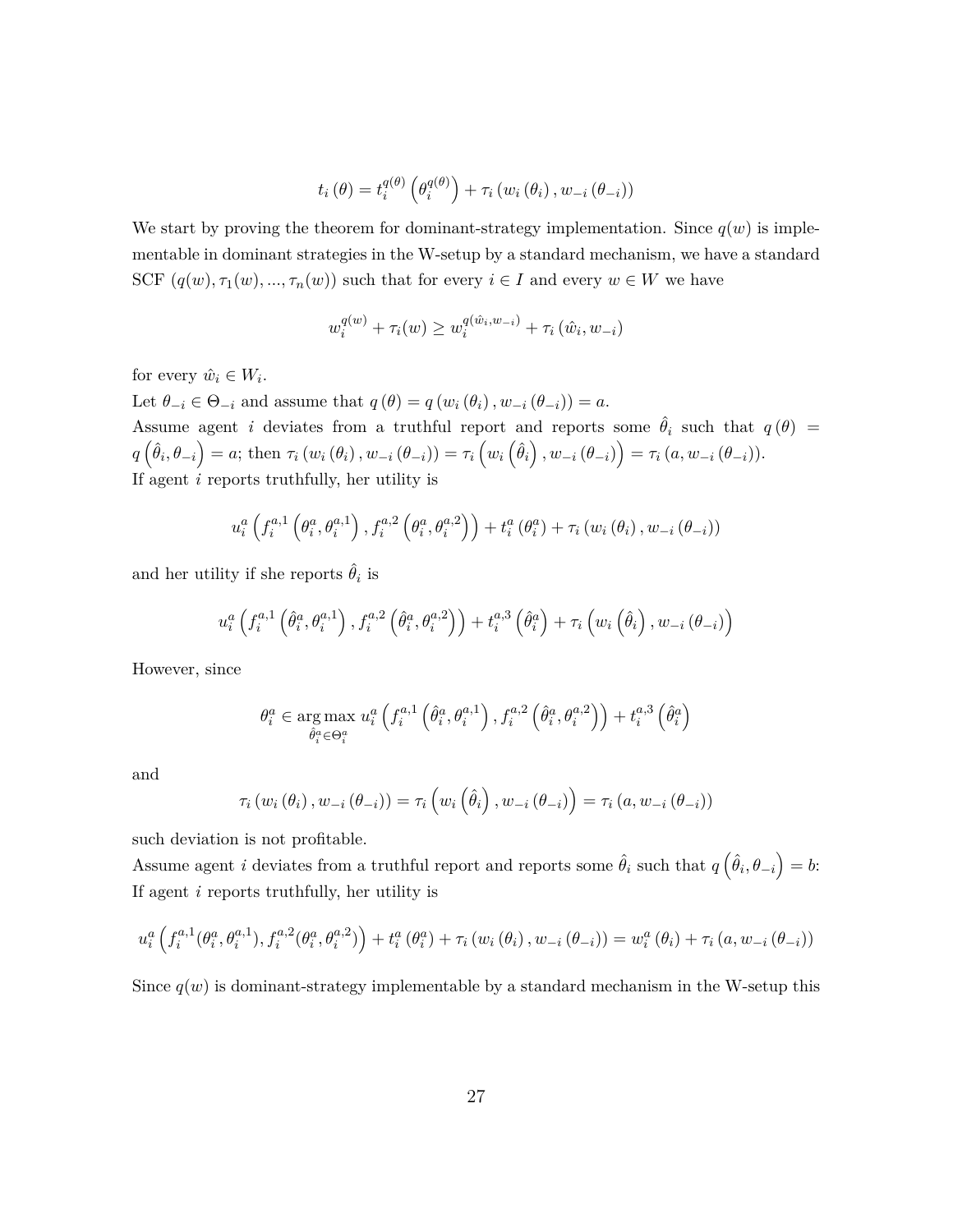$$t_i(\theta) = t_i^{q(\theta)}\left(\theta_i^{q(\theta)}\right) + \tau_i\left(w_i(\theta_i), w_{-i}(\theta_{-i})\right)$$

We start by proving the theorem for dominant-strategy implementation. Since $q(w)$ is implementable in dominant strategies in the W-setup by a standard mechanism, we have a standard SCF $(q(w), \tau_1(w), ..., \tau_n(w))$ such that for every $i \in I$ and every $w \in W$ we have

$$w_i^{q(w)} + \tau_i(w) \geq w_i^{q(\hat{w}_i, w_{-i})} + \tau_i(\hat{w}_i, w_{-i})$$

for every $\hat{w}_i \in W_i$.

Let $\theta_{-i} \in \Theta_{-i}$ and assume that $q(\theta) = q(w_i(\theta_i), w_{-i}(\theta_{-i})) = a$.

Assume agent $i$ deviates from a truthful report and reports some $\hat{\theta}_i$ such that $q(\theta) = q\left(\hat{\theta}_i, \theta_{-i}\right) = a$; then $\tau_i(w_i(\theta_i), w_{-i}(\theta_{-i})) = \tau_i\left(w_i\left(\hat{\theta}_i\right), w_{-i}(\theta_{-i})\right) = \tau_i(a, w_{-i}(\theta_{-i}))$.

If agent $i$ reports truthfully, her utility is

$$u_i^a\left(f_i^{a,1}\left(\theta_i^a, \theta_i^{a,1}\right), f_i^{a,2}\left(\theta_i^a, \theta_i^{a,2}\right)\right) + t_i^a(\theta_i^a) + \tau_i(w_i(\theta_i), w_{-i}(\theta_{-i}))$$

and her utility if she reports $\hat{\theta}_i$ is

$$u_i^a\left(f_i^{a,1}\left(\hat{\theta}_i^a, \theta_i^{a,1}\right), f_i^{a,2}\left(\hat{\theta}_i^a, \theta_i^{a,2}\right)\right) + t_i^{a,3}\left(\hat{\theta}_i^a\right) + \tau_i\left(w_i\left(\hat{\theta}_i\right), w_{-i}(\theta_{-i})\right)$$

However, since

$$\theta_i^a \in \underset{\hat{\theta}_i^a \in \Theta_i^a}{\arg\max}\ u_i^a\left(f_i^{a,1}\left(\hat{\theta}_i^a, \theta_i^{a,1}\right), f_i^{a,2}\left(\hat{\theta}_i^a, \theta_i^{a,2}\right)\right) + t_i^{a,3}\left(\hat{\theta}_i^a\right)$$

and

$$\tau_i(w_i(\theta_i), w_{-i}(\theta_{-i})) = \tau_i\left(w_i\left(\hat{\theta}_i\right), w_{-i}(\theta_{-i})\right) = \tau_i(a, w_{-i}(\theta_{-i}))$$

such deviation is not profitable.

Assume agent $i$ deviates from a truthful report and reports some $\hat{\theta}_i$ such that $q\left(\hat{\theta}_i, \theta_{-i}\right) = b$:

If agent $i$ reports truthfully, her utility is

$$u_i^a\left(f_i^{a,1}(\theta_i^a, \theta_i^{a,1}), f_i^{a,2}(\theta_i^a, \theta_i^{a,2})\right) + t_i^a(\theta_i^a) + \tau_i(w_i(\theta_i), w_{-i}(\theta_{-i})) = w_i^a(\theta_i) + \tau_i(a, w_{-i}(\theta_{-i}))$$

Since $q(w)$ is dominant-strategy implementable by a standard mechanism in the W-setup this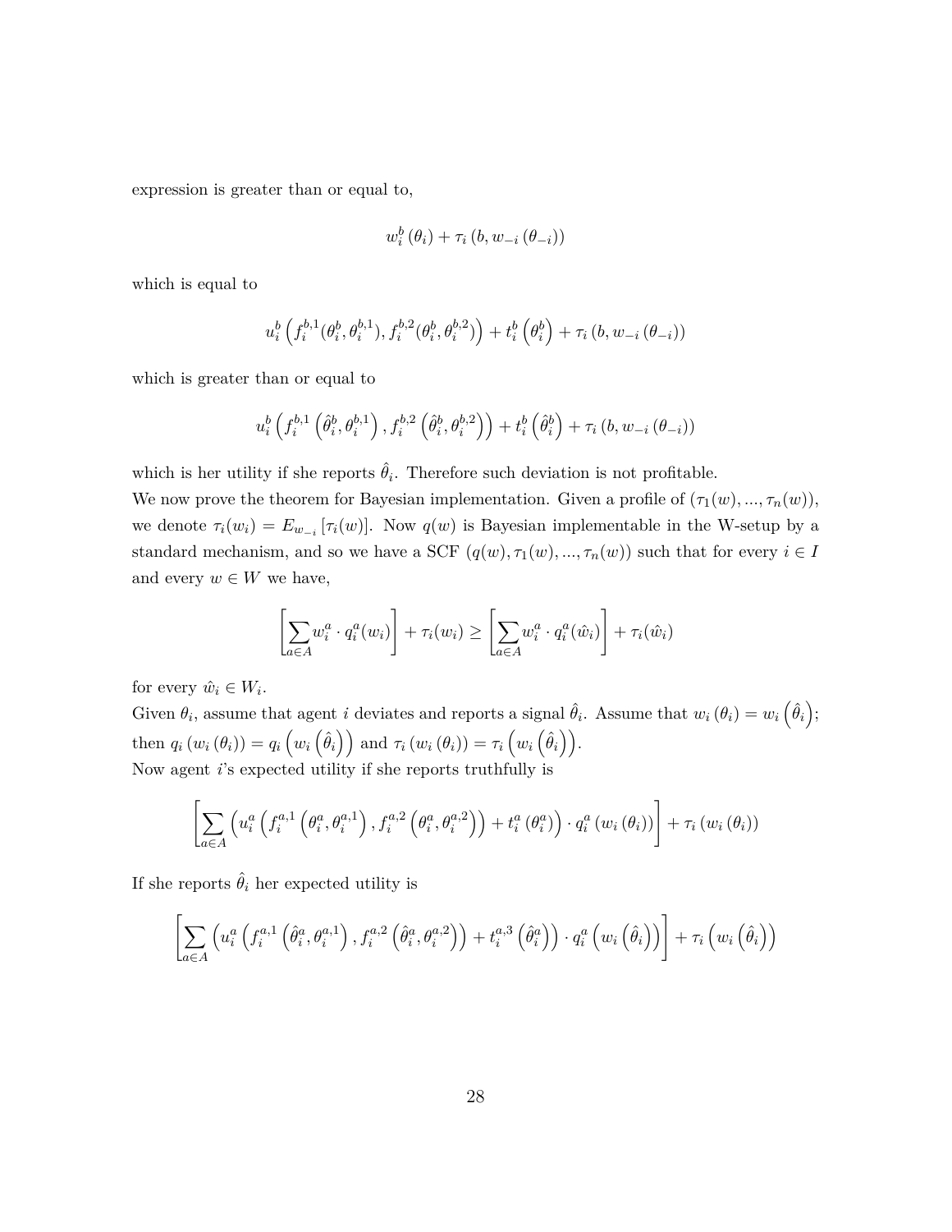expression is greater than or equal to,

$$w_i^b(\theta_i) + \tau_i(b, w_{-i}(\theta_{-i}))$$

which is equal to

$$u_i^b\left(f_i^{b,1}(\theta_i^b, \theta_i^{b,1}), f_i^{b,2}(\theta_i^b, \theta_i^{b,2})\right) + t_i^b\left(\theta_i^b\right) + \tau_i(b, w_{-i}(\theta_{-i}))$$

which is greater than or equal to

$$u_i^b\left(f_i^{b,1}\left(\hat{\theta}_i^b, \theta_i^{b,1}\right), f_i^{b,2}\left(\hat{\theta}_i^b, \theta_i^{b,2}\right)\right) + t_i^b\left(\hat{\theta}_i^b\right) + \tau_i(b, w_{-i}(\theta_{-i}))$$

which is her utility if she reports $\hat{\theta}_i$. Therefore such deviation is not profitable.

We now prove the theorem for Bayesian implementation. Given a profile of $(\tau_1(w), ..., \tau_n(w))$, we denote $\tau_i(w_i) = E_{w_{-i}}[\tau_i(w)]$. Now $q(w)$ is Bayesian implementable in the W-setup by a standard mechanism, and so we have a SCF $(q(w), \tau_1(w), ..., \tau_n(w))$ such that for every $i \in I$ and every $w \in W$ we have,

$$\left[\sum_{a \in A} w_i^a \cdot q_i^a(w_i)\right] + \tau_i(w_i) \geq \left[\sum_{a \in A} w_i^a \cdot q_i^a(\hat{w}_i)\right] + \tau_i(\hat{w}_i)$$

for every $\hat{w}_i \in W_i$.

Given $\theta_i$, assume that agent $i$ deviates and reports a signal $\hat{\theta}_i$. Assume that $w_i(\theta_i) = w_i\left(\hat{\theta}_i\right)$; then $q_i(w_i(\theta_i)) = q_i\left(w_i\left(\hat{\theta}_i\right)\right)$ and $\tau_i(w_i(\theta_i)) = \tau_i\left(w_i\left(\hat{\theta}_i\right)\right)$.

Now agent $i$'s expected utility if she reports truthfully is

$$\left[\sum_{a \in A}\left(u_i^a\left(f_i^{a,1}\left(\theta_i^a, \theta_i^{a,1}\right), f_i^{a,2}\left(\theta_i^a, \theta_i^{a,2}\right)\right) + t_i^a(\theta_i^a)\right) \cdot q_i^a(w_i(\theta_i))\right] + \tau_i(w_i(\theta_i))$$

If she reports $\hat{\theta}_i$ her expected utility is

$$\left[\sum_{a \in A}\left(u_i^a\left(f_i^{a,1}\left(\hat{\theta}_i^a, \theta_i^{a,1}\right), f_i^{a,2}\left(\hat{\theta}_i^a, \theta_i^{a,2}\right)\right) + t_i^{a,3}\left(\hat{\theta}_i^a\right)\right) \cdot q_i^a\left(w_i\left(\hat{\theta}_i\right)\right)\right] + \tau_i\left(w_i\left(\hat{\theta}_i\right)\right)$$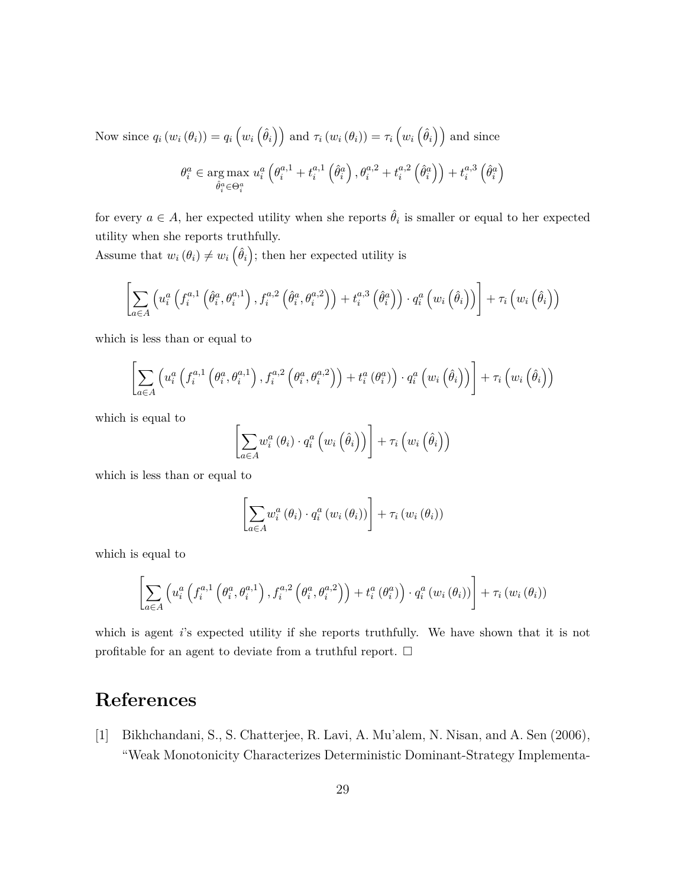Now since $q_i\left(w_i\left(\theta_i\right)\right)=q_i\left(w_i\left(\hat{\theta}_i\right)\right)$ and $\tau_i\left(w_i\left(\theta_i\right)\right)=\tau_i\left(w_i\left(\hat{\theta}_i\right)\right)$ and since

$$\theta_i^a \in \underset{\hat{\theta}_i^a \in \Theta_i^a}{\arg\max}\ u_i^a\left(\theta_i^{a,1}+t_i^{a,1}\left(\hat{\theta}_i^a\right), \theta_i^{a,2}+t_i^{a,2}\left(\hat{\theta}_i^a\right)\right)+t_i^{a,3}\left(\hat{\theta}_i^a\right)$$

for every $a \in A$, her expected utility when she reports $\hat{\theta}_i$ is smaller or equal to her expected utility when she reports truthfully.
Assume that $w_i\left(\theta_i\right) \neq w_i\left(\hat{\theta}_i\right)$; then her expected utility is

$$\left[\sum_{a \in A}\left(u_i^a\left(f_i^{a,1}\left(\hat{\theta}_i^a, \theta_i^{a,1}\right), f_i^{a,2}\left(\hat{\theta}_i^a, \theta_i^{a,2}\right)\right)+t_i^{a,3}\left(\hat{\theta}_i^a\right)\right) \cdot q_i^a\left(w_i\left(\hat{\theta}_i\right)\right)\right]+\tau_i\left(w_i\left(\hat{\theta}_i\right)\right)$$

which is less than or equal to

$$\left[\sum_{a \in A}\left(u_i^a\left(f_i^{a,1}\left(\theta_i^a, \theta_i^{a,1}\right), f_i^{a,2}\left(\theta_i^a, \theta_i^{a,2}\right)\right)+t_i^a\left(\theta_i^a\right)\right) \cdot q_i^a\left(w_i\left(\hat{\theta}_i\right)\right)\right]+\tau_i\left(w_i\left(\hat{\theta}_i\right)\right)$$

which is equal to

$$\left[\sum_{a \in A} w_i^a\left(\theta_i\right) \cdot q_i^a\left(w_i\left(\hat{\theta}_i\right)\right)\right]+\tau_i\left(w_i\left(\hat{\theta}_i\right)\right)$$

which is less than or equal to

$$\left[\sum_{a \in A} w_i^a\left(\theta_i\right) \cdot q_i^a\left(w_i\left(\theta_i\right)\right)\right]+\tau_i\left(w_i\left(\theta_i\right)\right)$$

which is equal to

$$\left[\sum_{a \in A}\left(u_i^a\left(f_i^{a,1}\left(\theta_i^a, \theta_i^{a,1}\right), f_i^{a,2}\left(\theta_i^a, \theta_i^{a,2}\right)\right)+t_i^a\left(\theta_i^a\right)\right) \cdot q_i^a\left(w_i\left(\theta_i\right)\right)\right]+\tau_i\left(w_i\left(\theta_i\right)\right)$$

which is agent $i$'s expected utility if she reports truthfully. We have shown that it is not profitable for an agent to deviate from a truthful report. $\square$

# References

[1] Bikhchandani, S., S. Chatterjee, R. Lavi, A. Mu'alem, N. Nisan, and A. Sen (2006), "Weak Monotonicity Characterizes Deterministic Dominant-Strategy Implementa-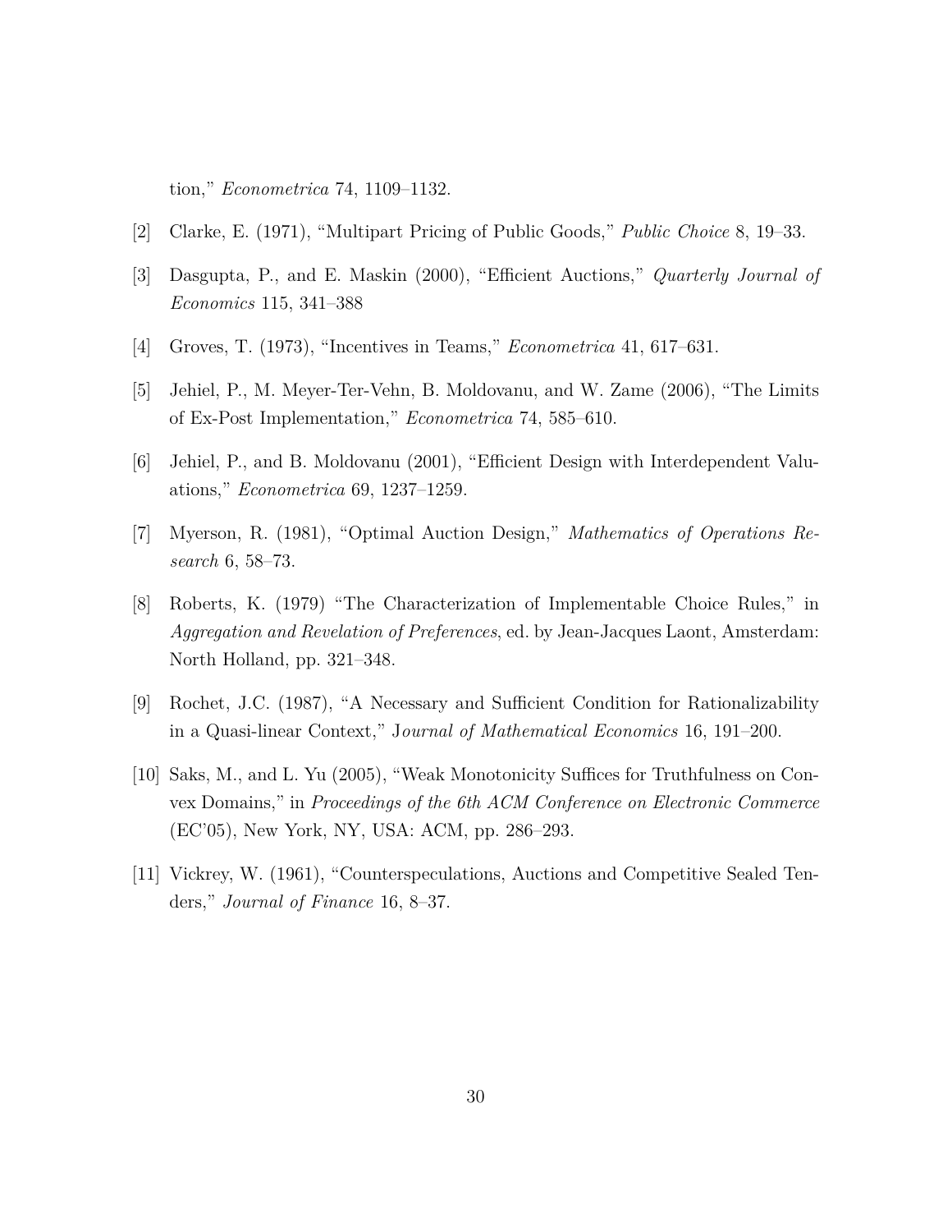tion," *Econometrica* 74, 1109–1132.

[2] Clarke, E. (1971), "Multipart Pricing of Public Goods," *Public Choice* 8, 19–33.

[3] Dasgupta, P., and E. Maskin (2000), "Efficient Auctions," *Quarterly Journal of Economics* 115, 341–388

[4] Groves, T. (1973), "Incentives in Teams," *Econometrica* 41, 617–631.

[5] Jehiel, P., M. Meyer-Ter-Vehn, B. Moldovanu, and W. Zame (2006), "The Limits of Ex-Post Implementation," *Econometrica* 74, 585–610.

[6] Jehiel, P., and B. Moldovanu (2001), "Efficient Design with Interdependent Valuations," *Econometrica* 69, 1237–1259.

[7] Myerson, R. (1981), "Optimal Auction Design," *Mathematics of Operations Research* 6, 58–73.

[8] Roberts, K. (1979) "The Characterization of Implementable Choice Rules," in *Aggregation and Revelation of Preferences*, ed. by Jean-Jacques Laont, Amsterdam: North Holland, pp. 321–348.

[9] Rochet, J.C. (1987), "A Necessary and Sufficient Condition for Rationalizability in a Quasi-linear Context," J*ournal of Mathematical Economics* 16, 191–200.

[10] Saks, M., and L. Yu (2005), "Weak Monotonicity Suffices for Truthfulness on Convex Domains," in *Proceedings of the 6th ACM Conference on Electronic Commerce* (EC'05), New York, NY, USA: ACM, pp. 286–293.

[11] Vickrey, W. (1961), "Counterspeculations, Auctions and Competitive Sealed Tenders," *Journal of Finance* 16, 8–37.